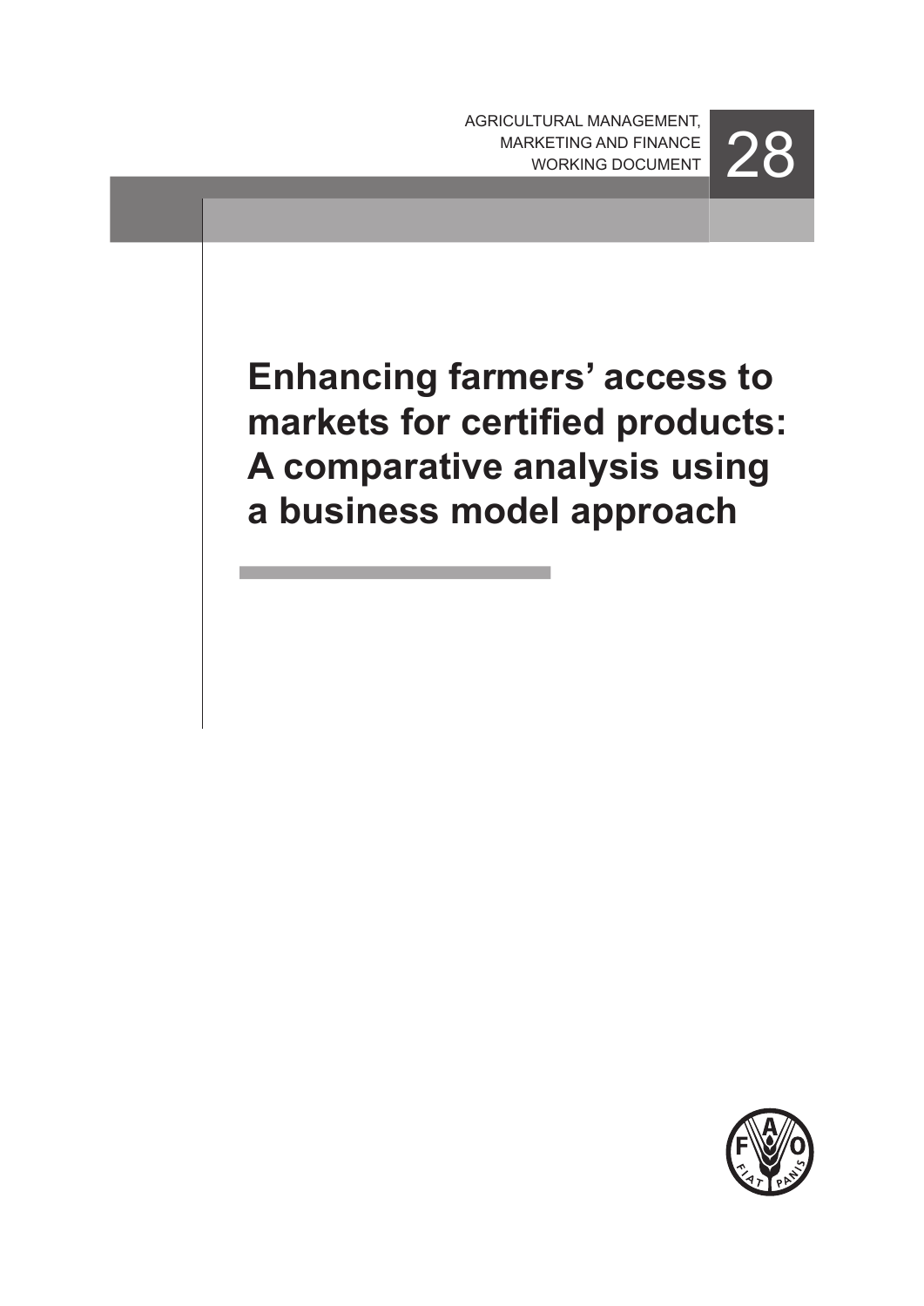AGRICULTURAL MANAGEMENT, MARKETING AND FINANCE WORKING DOCUMENT

28

# Enhancing farmers' access to markets for certified products: A comparative analysis using a business model approach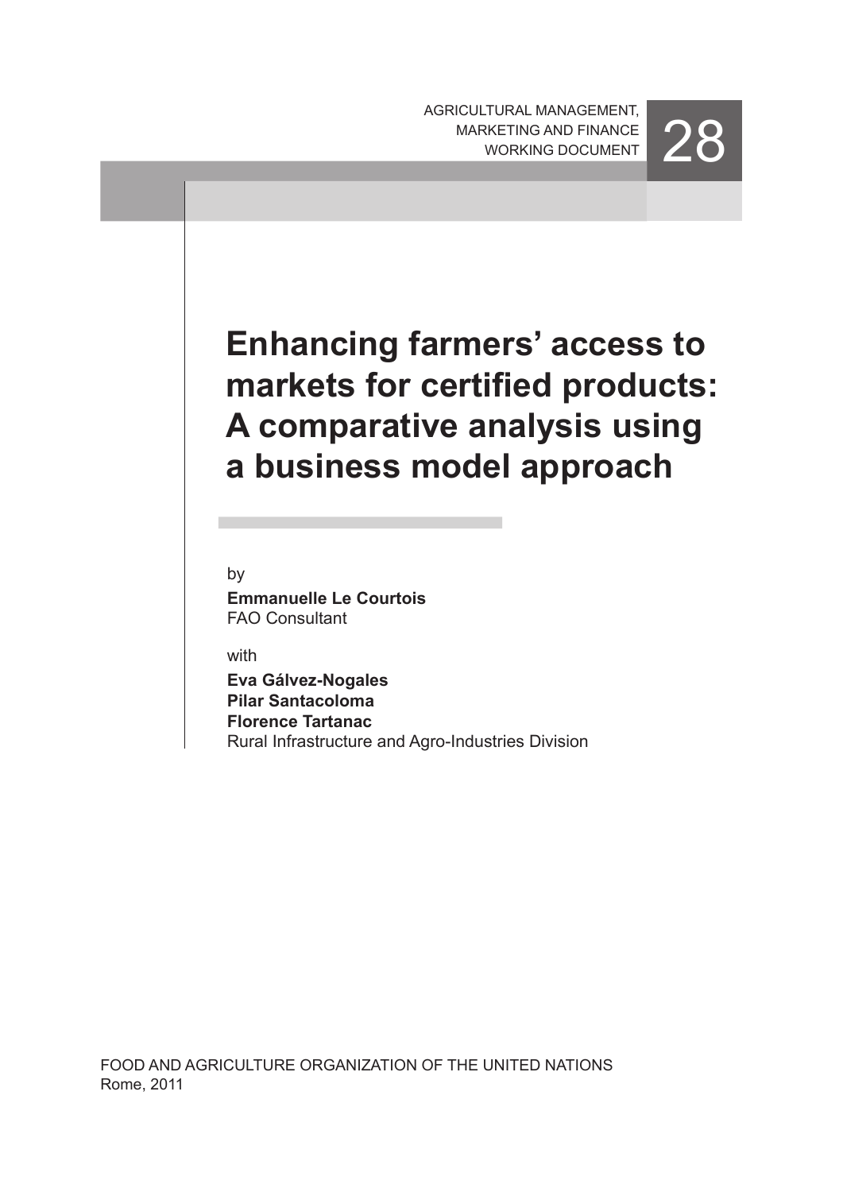AGRICULTURAL MANAGEMENT,
MARKETING AND FINANCE
WORKING DOCUMENT

28

# Enhancing farmers' access to markets for certified products: A comparative analysis using a business model approach

by

**Emmanuelle Le Courtois**
FAO Consultant

with

**Eva Gálvez-Nogales**
**Pilar Santacoloma**
**Florence Tartanac**
Rural Infrastructure and Agro-Industries Division

FOOD AND AGRICULTURE ORGANIZATION OF THE UNITED NATIONS
Rome, 2011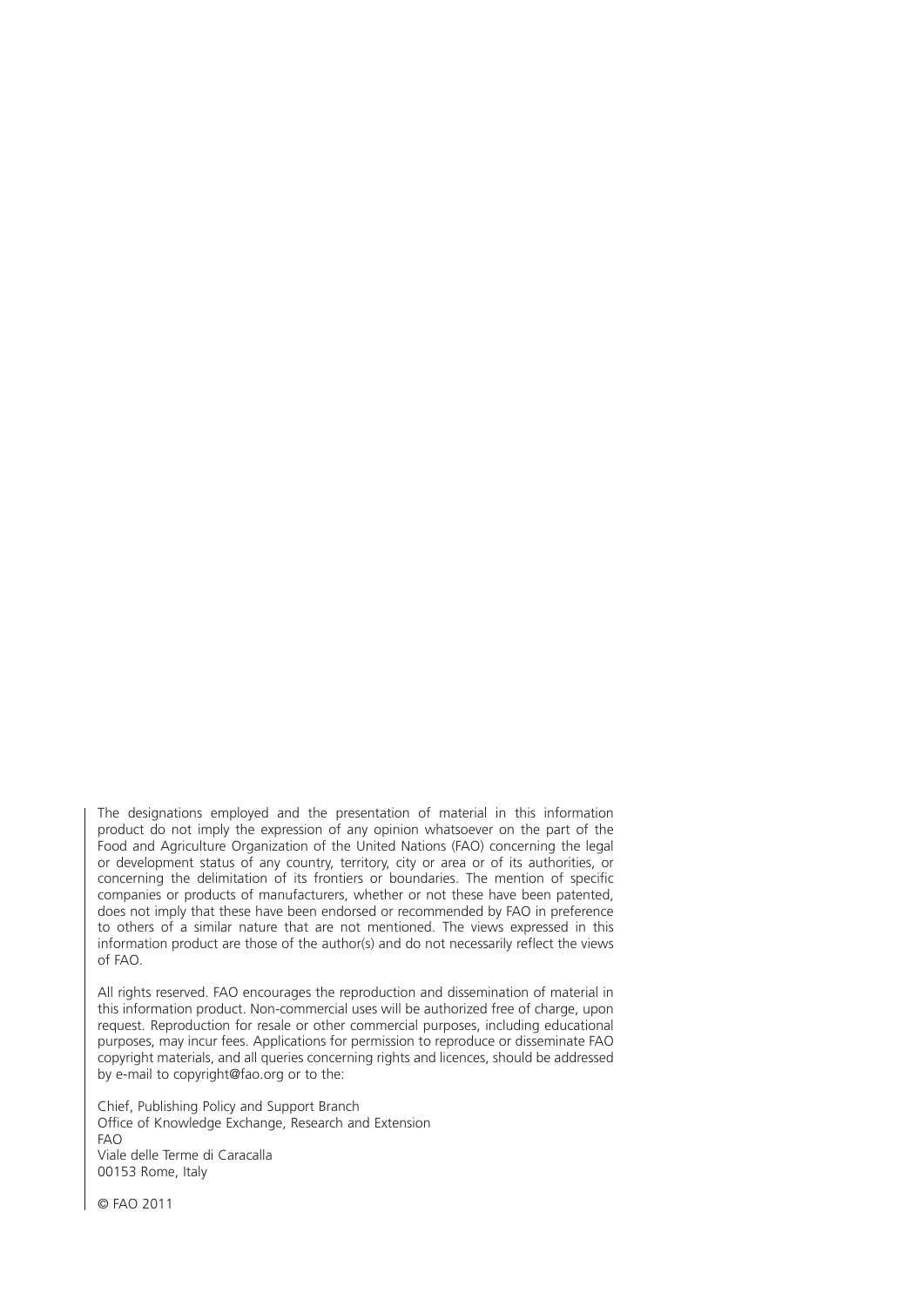The designations employed and the presentation of material in this information product do not imply the expression of any opinion whatsoever on the part of the Food and Agriculture Organization of the United Nations (FAO) concerning the legal or development status of any country, territory, city or area or of its authorities, or concerning the delimitation of its frontiers or boundaries. The mention of specific companies or products of manufacturers, whether or not these have been patented, does not imply that these have been endorsed or recommended by FAO in preference to others of a similar nature that are not mentioned. The views expressed in this information product are those of the author(s) and do not necessarily reflect the views of FAO.

All rights reserved. FAO encourages the reproduction and dissemination of material in this information product. Non-commercial uses will be authorized free of charge, upon request. Reproduction for resale or other commercial purposes, including educational purposes, may incur fees. Applications for permission to reproduce or disseminate FAO copyright materials, and all queries concerning rights and licences, should be addressed by e-mail to copyright@fao.org or to the:

Chief, Publishing Policy and Support Branch  
Office of Knowledge Exchange, Research and Extension  
FAO  
Viale delle Terme di Caracalla  
00153 Rome, Italy

© FAO 2011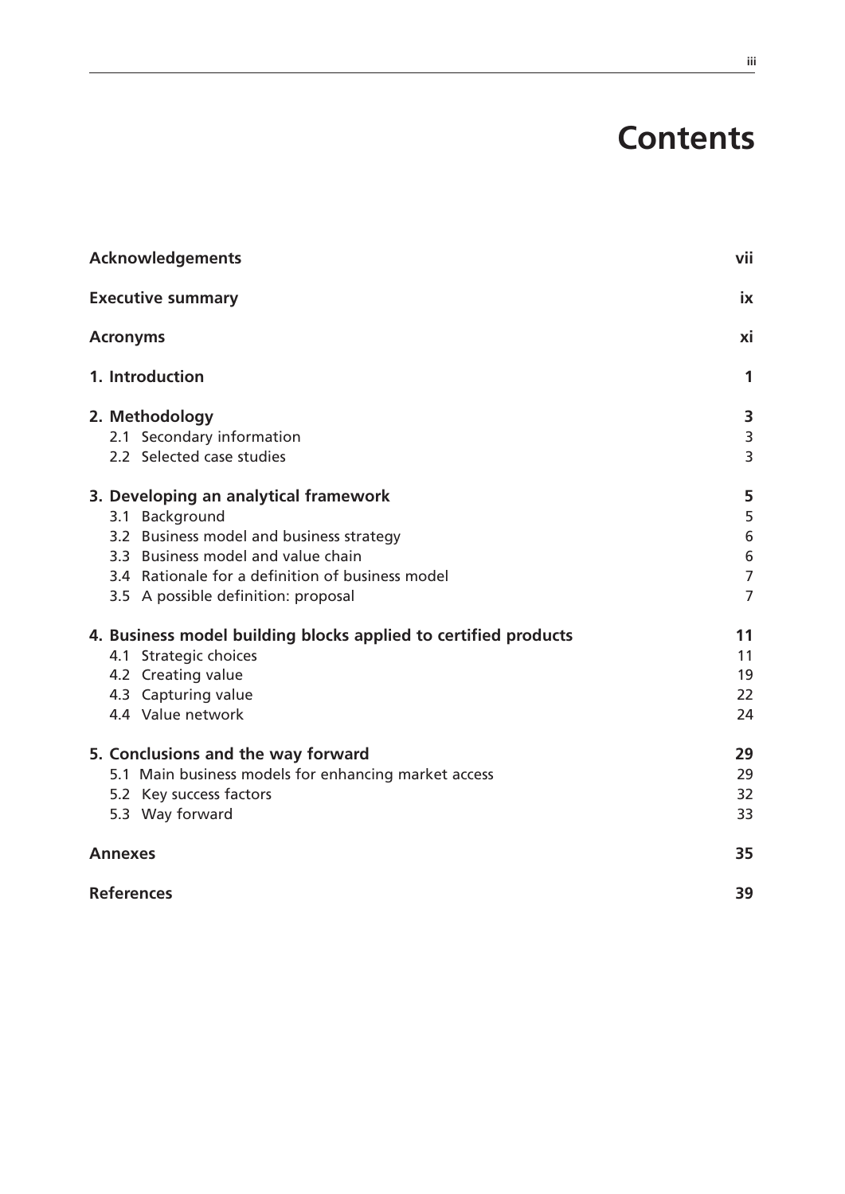# Contents

| | |
|---|---|
| **Acknowledgements** | **vii** |
| **Executive summary** | **ix** |
| **Acronyms** | **xi** |
| **1. Introduction** | **1** |
| **2. Methodology** | **3** |
| 2.1 Secondary information | 3 |
| 2.2 Selected case studies | 3 |
| **3. Developing an analytical framework** | **5** |
| 3.1 Background | 5 |
| 3.2 Business model and business strategy | 6 |
| 3.3 Business model and value chain | 6 |
| 3.4 Rationale for a definition of business model | 7 |
| 3.5 A possible definition: proposal | 7 |
| **4. Business model building blocks applied to certified products** | **11** |
| 4.1 Strategic choices | 11 |
| 4.2 Creating value | 19 |
| 4.3 Capturing value | 22 |
| 4.4 Value network | 24 |
| **5. Conclusions and the way forward** | **29** |
| 5.1 Main business models for enhancing market access | 29 |
| 5.2 Key success factors | 32 |
| 5.3 Way forward | 33 |
| **Annexes** | **35** |
| **References** | **39** |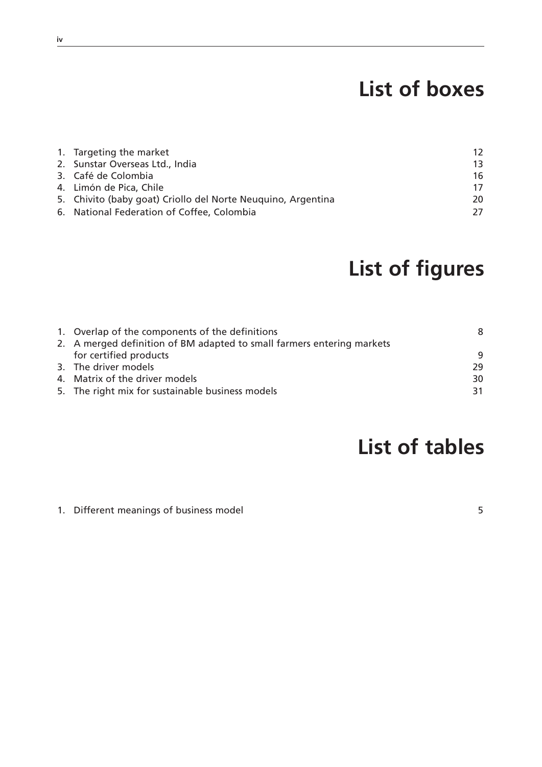# List of boxes

1. Targeting the market 12
2. Sunstar Overseas Ltd., India 13
3. Café de Colombia 16
4. Limón de Pica, Chile 17
5. Chivito (baby goat) Criollo del Norte Neuquino, Argentina 20
6. National Federation of Coffee, Colombia 27

# List of figures

1. Overlap of the components of the definitions 8
2. A merged definition of BM adapted to small farmers entering markets for certified products 9
3. The driver models 29
4. Matrix of the driver models 30
5. The right mix for sustainable business models 31

# List of tables

1. Different meanings of business model 5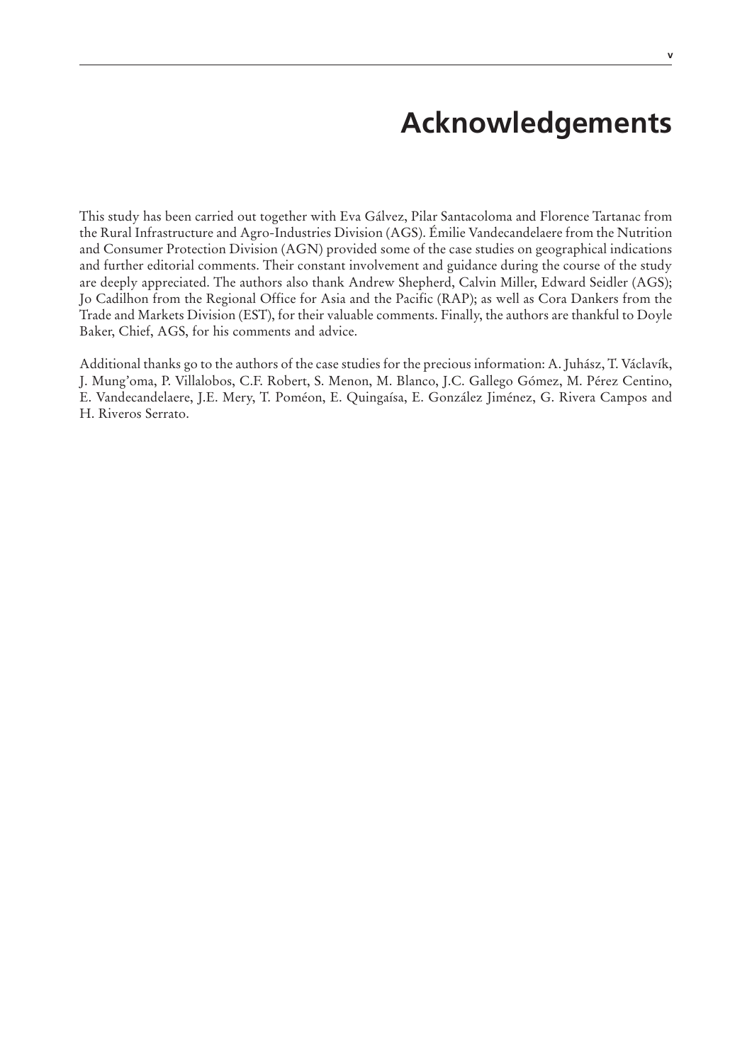# Acknowledgements

This study has been carried out together with Eva Gálvez, Pilar Santacoloma and Florence Tartanac from the Rural Infrastructure and Agro-Industries Division (AGS). Émilie Vandecandelaere from the Nutrition and Consumer Protection Division (AGN) provided some of the case studies on geographical indications and further editorial comments. Their constant involvement and guidance during the course of the study are deeply appreciated. The authors also thank Andrew Shepherd, Calvin Miller, Edward Seidler (AGS); Jo Cadilhon from the Regional Office for Asia and the Pacific (RAP); as well as Cora Dankers from the Trade and Markets Division (EST), for their valuable comments. Finally, the authors are thankful to Doyle Baker, Chief, AGS, for his comments and advice.

Additional thanks go to the authors of the case studies for the precious information: A. Juhász, T. Václavík, J. Mung'oma, P. Villalobos, C.F. Robert, S. Menon, M. Blanco, J.C. Gallego Gómez, M. Pérez Centino, E. Vandecandelaere, J.E. Mery, T. Poméon, E. Quingaísa, E. González Jiménez, G. Rivera Campos and H. Riveros Serrato.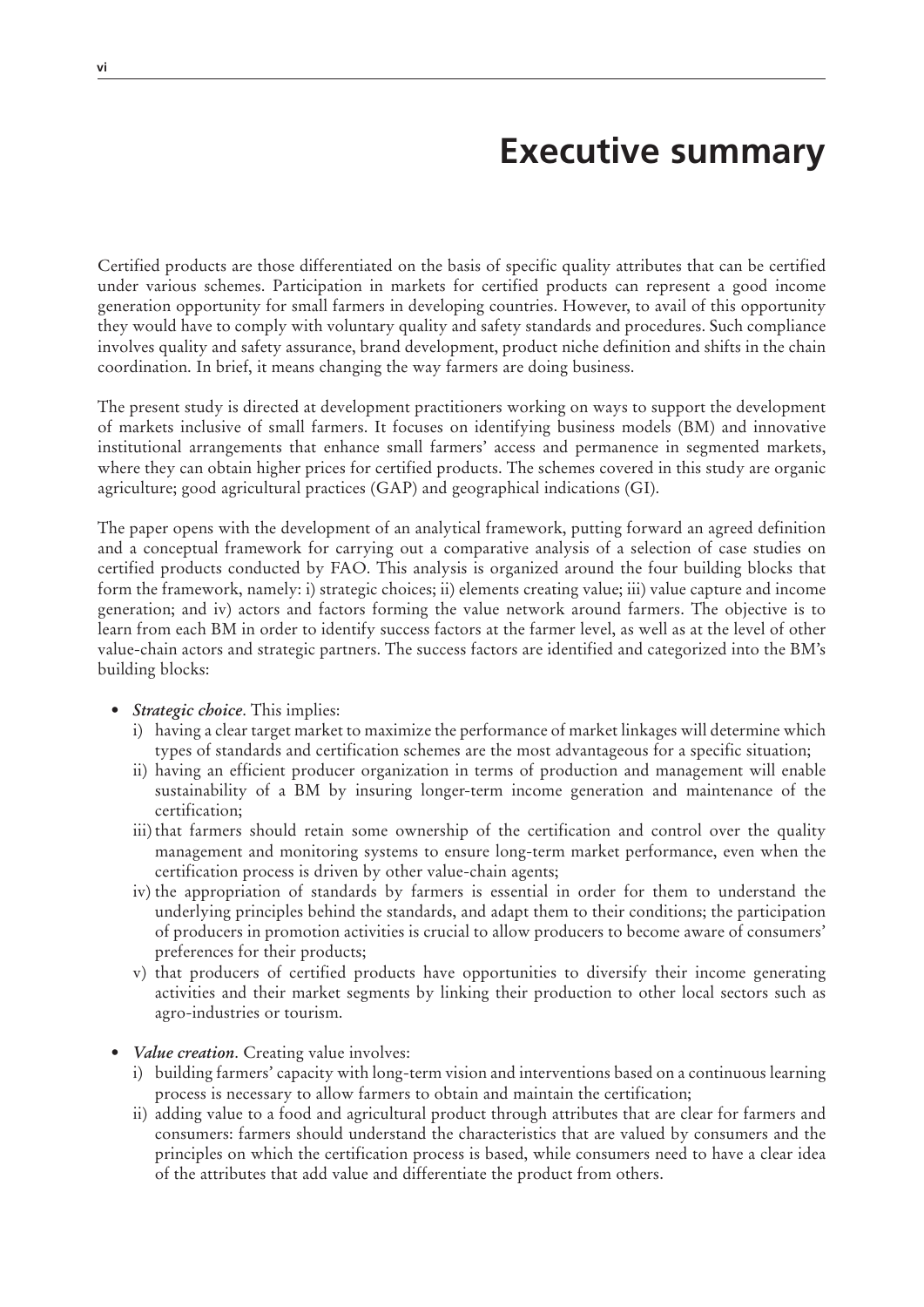# Executive summary

Certified products are those differentiated on the basis of specific quality attributes that can be certified under various schemes. Participation in markets for certified products can represent a good income generation opportunity for small farmers in developing countries. However, to avail of this opportunity they would have to comply with voluntary quality and safety standards and procedures. Such compliance involves quality and safety assurance, brand development, product niche definition and shifts in the chain coordination. In brief, it means changing the way farmers are doing business.

The present study is directed at development practitioners working on ways to support the development of markets inclusive of small farmers. It focuses on identifying business models (BM) and innovative institutional arrangements that enhance small farmers' access and permanence in segmented markets, where they can obtain higher prices for certified products. The schemes covered in this study are organic agriculture; good agricultural practices (GAP) and geographical indications (GI).

The paper opens with the development of an analytical framework, putting forward an agreed definition and a conceptual framework for carrying out a comparative analysis of a selection of case studies on certified products conducted by FAO. This analysis is organized around the four building blocks that form the framework, namely: i) strategic choices; ii) elements creating value; iii) value capture and income generation; and iv) actors and factors forming the value network around farmers. The objective is to learn from each BM in order to identify success factors at the farmer level, as well as at the level of other value-chain actors and strategic partners. The success factors are identified and categorized into the BM's building blocks:

- *Strategic choice*. This implies:
  i) having a clear target market to maximize the performance of market linkages will determine which types of standards and certification schemes are the most advantageous for a specific situation;
  ii) having an efficient producer organization in terms of production and management will enable sustainability of a BM by insuring longer-term income generation and maintenance of the certification;
  iii) that farmers should retain some ownership of the certification and control over the quality management and monitoring systems to ensure long-term market performance, even when the certification process is driven by other value-chain agents;
  iv) the appropriation of standards by farmers is essential in order for them to understand the underlying principles behind the standards, and adapt them to their conditions; the participation of producers in promotion activities is crucial to allow producers to become aware of consumers' preferences for their products;
  v) that producers of certified products have opportunities to diversify their income generating activities and their market segments by linking their production to other local sectors such as agro-industries or tourism.

- *Value creation*. Creating value involves:
  i) building farmers' capacity with long-term vision and interventions based on a continuous learning process is necessary to allow farmers to obtain and maintain the certification;
  ii) adding value to a food and agricultural product through attributes that are clear for farmers and consumers: farmers should understand the characteristics that are valued by consumers and the principles on which the certification process is based, while consumers need to have a clear idea of the attributes that add value and differentiate the product from others.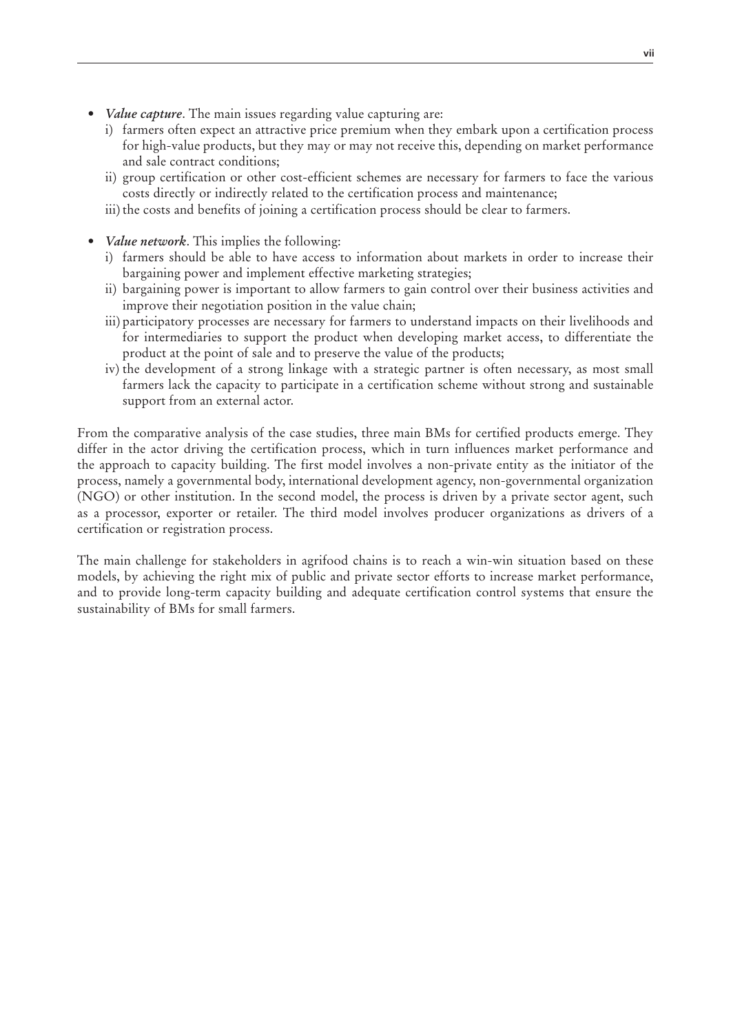- ***Value capture***. The main issues regarding value capturing are:
  i) farmers often expect an attractive price premium when they embark upon a certification process for high-value products, but they may or may not receive this, depending on market performance and sale contract conditions;
  ii) group certification or other cost-efficient schemes are necessary for farmers to face the various costs directly or indirectly related to the certification process and maintenance;
  iii) the costs and benefits of joining a certification process should be clear to farmers.

- ***Value network***. This implies the following:
  i) farmers should be able to have access to information about markets in order to increase their bargaining power and implement effective marketing strategies;
  ii) bargaining power is important to allow farmers to gain control over their business activities and improve their negotiation position in the value chain;
  iii) participatory processes are necessary for farmers to understand impacts on their livelihoods and for intermediaries to support the product when developing market access, to differentiate the product at the point of sale and to preserve the value of the products;
  iv) the development of a strong linkage with a strategic partner is often necessary, as most small farmers lack the capacity to participate in a certification scheme without strong and sustainable support from an external actor.

From the comparative analysis of the case studies, three main BMs for certified products emerge. They differ in the actor driving the certification process, which in turn influences market performance and the approach to capacity building. The first model involves a non-private entity as the initiator of the process, namely a governmental body, international development agency, non-governmental organization (NGO) or other institution. In the second model, the process is driven by a private sector agent, such as a processor, exporter or retailer. The third model involves producer organizations as drivers of a certification or registration process.

The main challenge for stakeholders in agrifood chains is to reach a win-win situation based on these models, by achieving the right mix of public and private sector efforts to increase market performance, and to provide long-term capacity building and adequate certification control systems that ensure the sustainability of BMs for small farmers.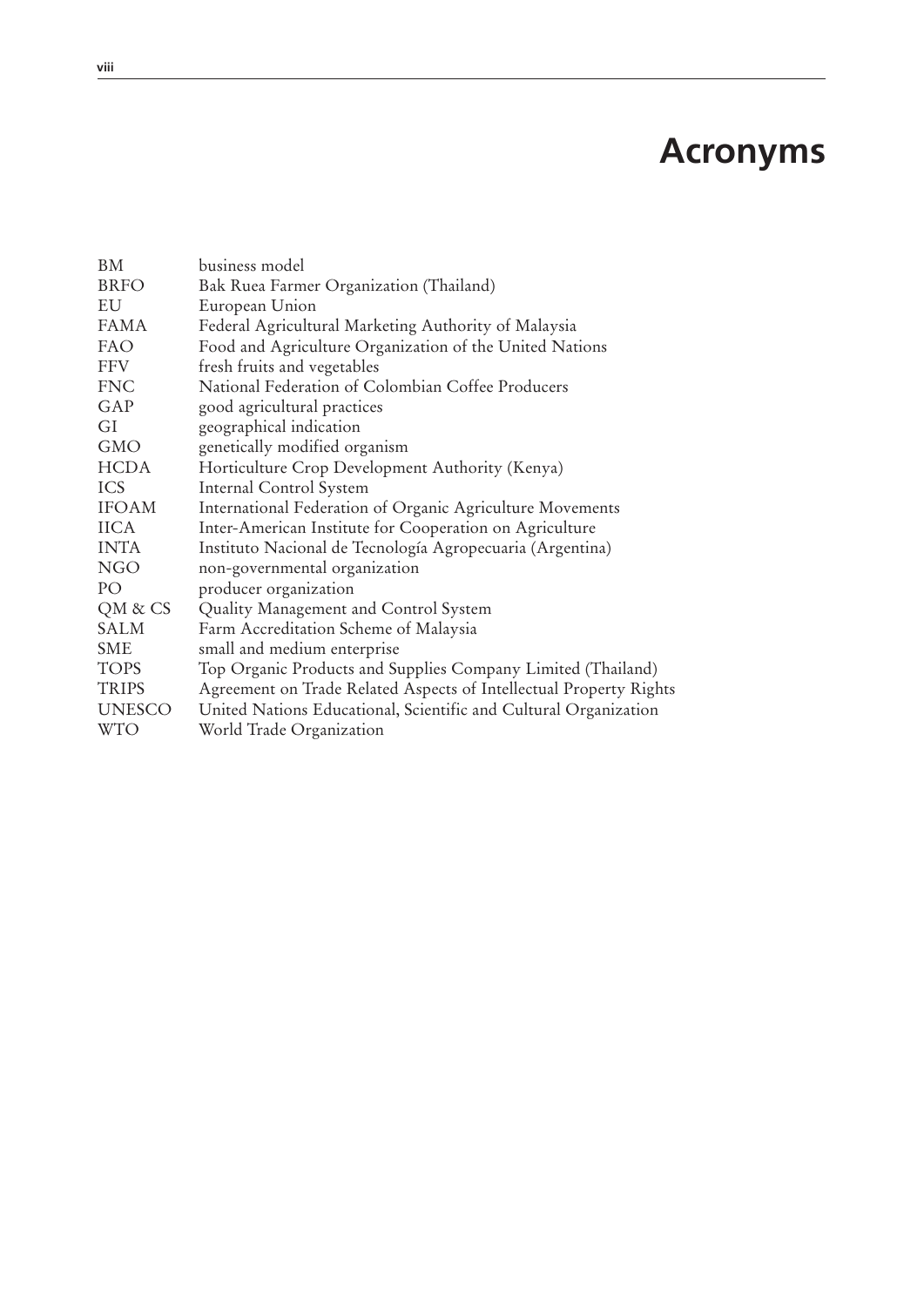# Acronyms

| | |
|---|---|
| BM | business model |
| BRFO | Bak Ruea Farmer Organization (Thailand) |
| EU | European Union |
| FAMA | Federal Agricultural Marketing Authority of Malaysia |
| FAO | Food and Agriculture Organization of the United Nations |
| FFV | fresh fruits and vegetables |
| FNC | National Federation of Colombian Coffee Producers |
| GAP | good agricultural practices |
| GI | geographical indication |
| GMO | genetically modified organism |
| HCDA | Horticulture Crop Development Authority (Kenya) |
| ICS | Internal Control System |
| IFOAM | International Federation of Organic Agriculture Movements |
| IICA | Inter-American Institute for Cooperation on Agriculture |
| INTA | Instituto Nacional de Tecnología Agropecuaria (Argentina) |
| NGO | non-governmental organization |
| PO | producer organization |
| QM & CS | Quality Management and Control System |
| SALM | Farm Accreditation Scheme of Malaysia |
| SME | small and medium enterprise |
| TOPS | Top Organic Products and Supplies Company Limited (Thailand) |
| TRIPS | Agreement on Trade Related Aspects of Intellectual Property Rights |
| UNESCO | United Nations Educational, Scientific and Cultural Organization |
| WTO | World Trade Organization |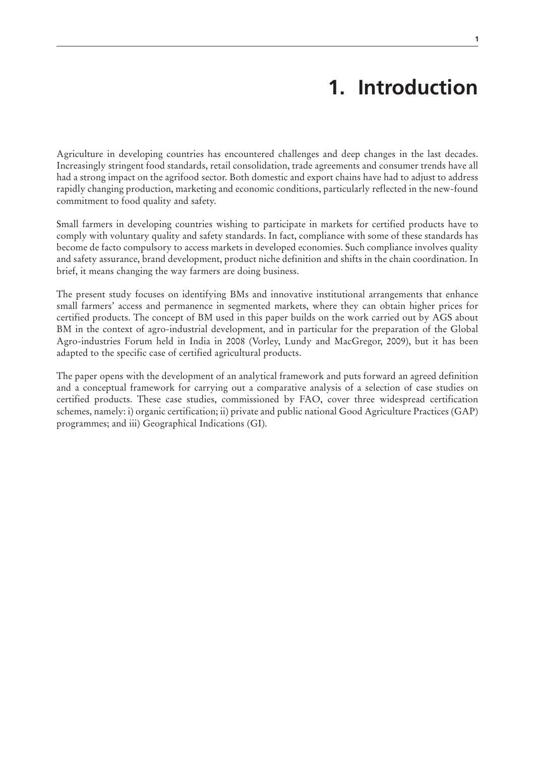# 1. Introduction

Agriculture in developing countries has encountered challenges and deep changes in the last decades. Increasingly stringent food standards, retail consolidation, trade agreements and consumer trends have all had a strong impact on the agrifood sector. Both domestic and export chains have had to adjust to address rapidly changing production, marketing and economic conditions, particularly reflected in the new-found commitment to food quality and safety.

Small farmers in developing countries wishing to participate in markets for certified products have to comply with voluntary quality and safety standards. In fact, compliance with some of these standards has become de facto compulsory to access markets in developed economies. Such compliance involves quality and safety assurance, brand development, product niche definition and shifts in the chain coordination. In brief, it means changing the way farmers are doing business.

The present study focuses on identifying BMs and innovative institutional arrangements that enhance small farmers' access and permanence in segmented markets, where they can obtain higher prices for certified products. The concept of BM used in this paper builds on the work carried out by AGS about BM in the context of agro-industrial development, and in particular for the preparation of the Global Agro-industries Forum held in India in 2008 (Vorley, Lundy and MacGregor, 2009), but it has been adapted to the specific case of certified agricultural products.

The paper opens with the development of an analytical framework and puts forward an agreed definition and a conceptual framework for carrying out a comparative analysis of a selection of case studies on certified products. These case studies, commissioned by FAO, cover three widespread certification schemes, namely: i) organic certification; ii) private and public national Good Agriculture Practices (GAP) programmes; and iii) Geographical Indications (GI).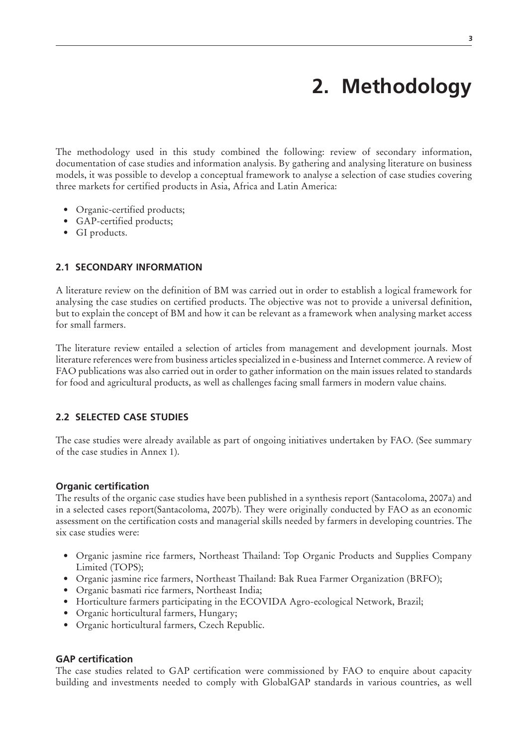# 2. Methodology

The methodology used in this study combined the following: review of secondary information, documentation of case studies and information analysis. By gathering and analysing literature on business models, it was possible to develop a conceptual framework to analyse a selection of case studies covering three markets for certified products in Asia, Africa and Latin America:

- Organic-certified products;
- GAP-certified products;
- GI products.

## 2.1 SECONDARY INFORMATION

A literature review on the definition of BM was carried out in order to establish a logical framework for analysing the case studies on certified products. The objective was not to provide a universal definition, but to explain the concept of BM and how it can be relevant as a framework when analysing market access for small farmers.

The literature review entailed a selection of articles from management and development journals. Most literature references were from business articles specialized in e-business and Internet commerce. A review of FAO publications was also carried out in order to gather information on the main issues related to standards for food and agricultural products, as well as challenges facing small farmers in modern value chains.

## 2.2 SELECTED CASE STUDIES

The case studies were already available as part of ongoing initiatives undertaken by FAO. (See summary of the case studies in Annex 1).

### Organic certification

The results of the organic case studies have been published in a synthesis report (Santacoloma, 2007a) and in a selected cases report(Santacoloma, 2007b). They were originally conducted by FAO as an economic assessment on the certification costs and managerial skills needed by farmers in developing countries. The six case studies were:

- Organic jasmine rice farmers, Northeast Thailand: Top Organic Products and Supplies Company Limited (TOPS);
- Organic jasmine rice farmers, Northeast Thailand: Bak Ruea Farmer Organization (BRFO);
- Organic basmati rice farmers, Northeast India;
- Horticulture farmers participating in the ECOVIDA Agro-ecological Network, Brazil;
- Organic horticultural farmers, Hungary;
- Organic horticultural farmers, Czech Republic.

### GAP certification

The case studies related to GAP certification were commissioned by FAO to enquire about capacity building and investments needed to comply with GlobalGAP standards in various countries, as well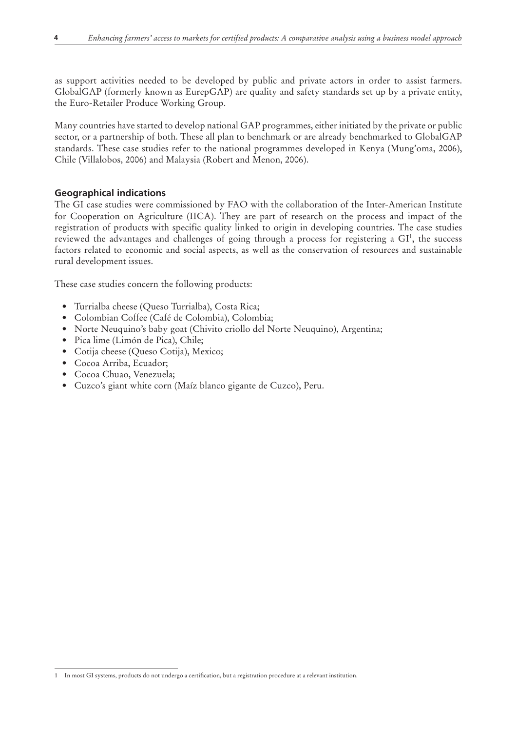as support activities needed to be developed by public and private actors in order to assist farmers. GlobalGAP (formerly known as EurepGAP) are quality and safety standards set up by a private entity, the Euro-Retailer Produce Working Group.

Many countries have started to develop national GAP programmes, either initiated by the private or public sector, or a partnership of both. These all plan to benchmark or are already benchmarked to GlobalGAP standards. These case studies refer to the national programmes developed in Kenya (Mung'oma, 2006), Chile (Villalobos, 2006) and Malaysia (Robert and Menon, 2006).

### Geographical indications

The GI case studies were commissioned by FAO with the collaboration of the Inter-American Institute for Cooperation on Agriculture (IICA). They are part of research on the process and impact of the registration of products with specific quality linked to origin in developing countries. The case studies reviewed the advantages and challenges of going through a process for registering a GI[1], the success factors related to economic and social aspects, as well as the conservation of resources and sustainable rural development issues.

These case studies concern the following products:

- Turrialba cheese (Queso Turrialba), Costa Rica;
- Colombian Coffee (Café de Colombia), Colombia;
- Norte Neuquino's baby goat (Chivito criollo del Norte Neuquino), Argentina;
- Pica lime (Limón de Pica), Chile;
- Cotija cheese (Queso Cotija), Mexico;
- Cocoa Arriba, Ecuador;
- Cocoa Chuao, Venezuela;
- Cuzco's giant white corn (Maíz blanco gigante de Cuzco), Peru.

---

1 In most GI systems, products do not undergo a certification, but a registration procedure at a relevant institution.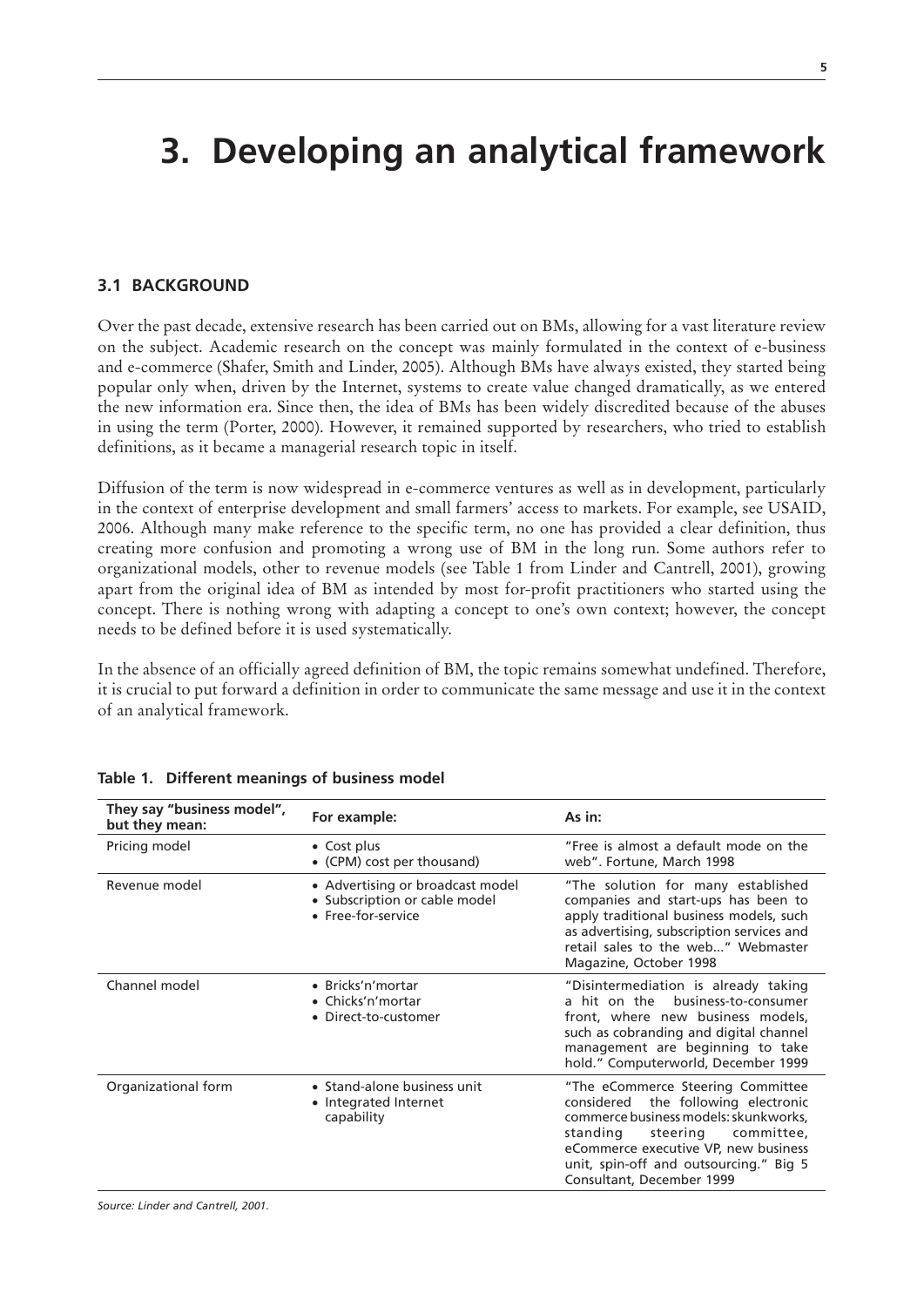# 3. Developing an analytical framework

## 3.1 BACKGROUND

Over the past decade, extensive research has been carried out on BMs, allowing for a vast literature review on the subject. Academic research on the concept was mainly formulated in the context of e-business and e-commerce (Shafer, Smith and Linder, 2005). Although BMs have always existed, they started being popular only when, driven by the Internet, systems to create value changed dramatically, as we entered the new information era. Since then, the idea of BMs has been widely discredited because of the abuses in using the term (Porter, 2000). However, it remained supported by researchers, who tried to establish definitions, as it became a managerial research topic in itself.

Diffusion of the term is now widespread in e-commerce ventures as well as in development, particularly in the context of enterprise development and small farmers' access to markets. For example, see USAID, 2006. Although many make reference to the specific term, no one has provided a clear definition, thus creating more confusion and promoting a wrong use of BM in the long run. Some authors refer to organizational models, other to revenue models (see Table 1 from Linder and Cantrell, 2001), growing apart from the original idea of BM as intended by most for-profit practitioners who started using the concept. There is nothing wrong with adapting a concept to one's own context; however, the concept needs to be defined before it is used systematically.

In the absence of an officially agreed definition of BM, the topic remains somewhat undefined. Therefore, it is crucial to put forward a definition in order to communicate the same message and use it in the context of an analytical framework.

**Table 1. Different meanings of business model**

| They say "business model", but they mean: | For example: | As in: |
|---|---|---|
| Pricing model | • Cost plus<br>• (CPM) cost per thousand) | "Free is almost a default mode on the web". Fortune, March 1998 |
| Revenue model | • Advertising or broadcast model<br>• Subscription or cable model<br>• Free-for-service | "The solution for many established companies and start-ups has been to apply traditional business models, such as advertising, subscription services and retail sales to the web..." Webmaster Magazine, October 1998 |
| Channel model | • Bricks'n'mortar<br>• Chicks'n'mortar<br>• Direct-to-customer | "Disintermediation is already taking a hit on the business-to-consumer front, where new business models, such as cobranding and digital channel management are beginning to take hold." Computerworld, December 1999 |
| Organizational form | • Stand-alone business unit<br>• Integrated Internet capability | "The eCommerce Steering Committee considered the following electronic commerce business models: skunkworks, standing steering committee, eCommerce executive VP, new business unit, spin-off and outsourcing." Big 5 Consultant, December 1999 |

*Source: Linder and Cantrell, 2001.*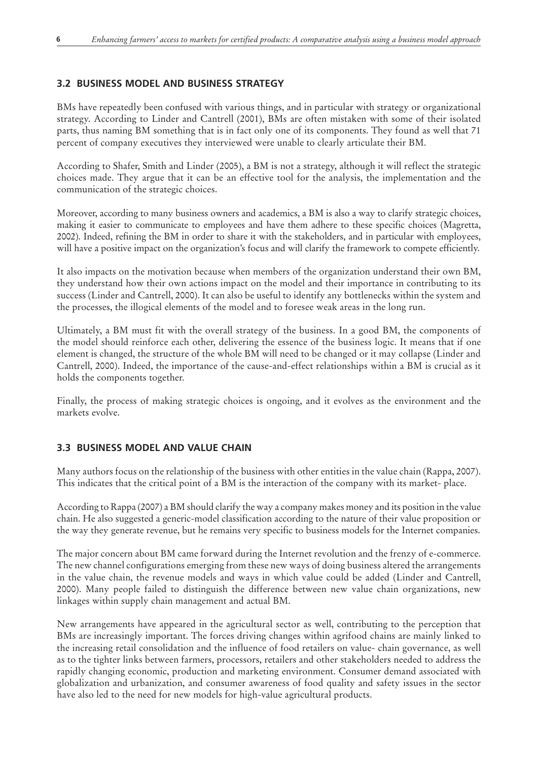### 3.2 BUSINESS MODEL AND BUSINESS STRATEGY

BMs have repeatedly been confused with various things, and in particular with strategy or organizational strategy. According to Linder and Cantrell (2001), BMs are often mistaken with some of their isolated parts, thus naming BM something that is in fact only one of its components. They found as well that 71 percent of company executives they interviewed were unable to clearly articulate their BM.

According to Shafer, Smith and Linder (2005), a BM is not a strategy, although it will reflect the strategic choices made. They argue that it can be an effective tool for the analysis, the implementation and the communication of the strategic choices.

Moreover, according to many business owners and academics, a BM is also a way to clarify strategic choices, making it easier to communicate to employees and have them adhere to these specific choices (Magretta, 2002). Indeed, refining the BM in order to share it with the stakeholders, and in particular with employees, will have a positive impact on the organization's focus and will clarify the framework to compete efficiently.

It also impacts on the motivation because when members of the organization understand their own BM, they understand how their own actions impact on the model and their importance in contributing to its success (Linder and Cantrell, 2000). It can also be useful to identify any bottlenecks within the system and the processes, the illogical elements of the model and to foresee weak areas in the long run.

Ultimately, a BM must fit with the overall strategy of the business. In a good BM, the components of the model should reinforce each other, delivering the essence of the business logic. It means that if one element is changed, the structure of the whole BM will need to be changed or it may collapse (Linder and Cantrell, 2000). Indeed, the importance of the cause-and-effect relationships within a BM is crucial as it holds the components together.

Finally, the process of making strategic choices is ongoing, and it evolves as the environment and the markets evolve.

### 3.3 BUSINESS MODEL AND VALUE CHAIN

Many authors focus on the relationship of the business with other entities in the value chain (Rappa, 2007). This indicates that the critical point of a BM is the interaction of the company with its market- place.

According to Rappa (2007) a BM should clarify the way a company makes money and its position in the value chain. He also suggested a generic-model classification according to the nature of their value proposition or the way they generate revenue, but he remains very specific to business models for the Internet companies.

The major concern about BM came forward during the Internet revolution and the frenzy of e-commerce. The new channel configurations emerging from these new ways of doing business altered the arrangements in the value chain, the revenue models and ways in which value could be added (Linder and Cantrell, 2000). Many people failed to distinguish the difference between new value chain organizations, new linkages within supply chain management and actual BM.

New arrangements have appeared in the agricultural sector as well, contributing to the perception that BMs are increasingly important. The forces driving changes within agrifood chains are mainly linked to the increasing retail consolidation and the influence of food retailers on value- chain governance, as well as to the tighter links between farmers, processors, retailers and other stakeholders needed to address the rapidly changing economic, production and marketing environment. Consumer demand associated with globalization and urbanization, and consumer awareness of food quality and safety issues in the sector have also led to the need for new models for high-value agricultural products.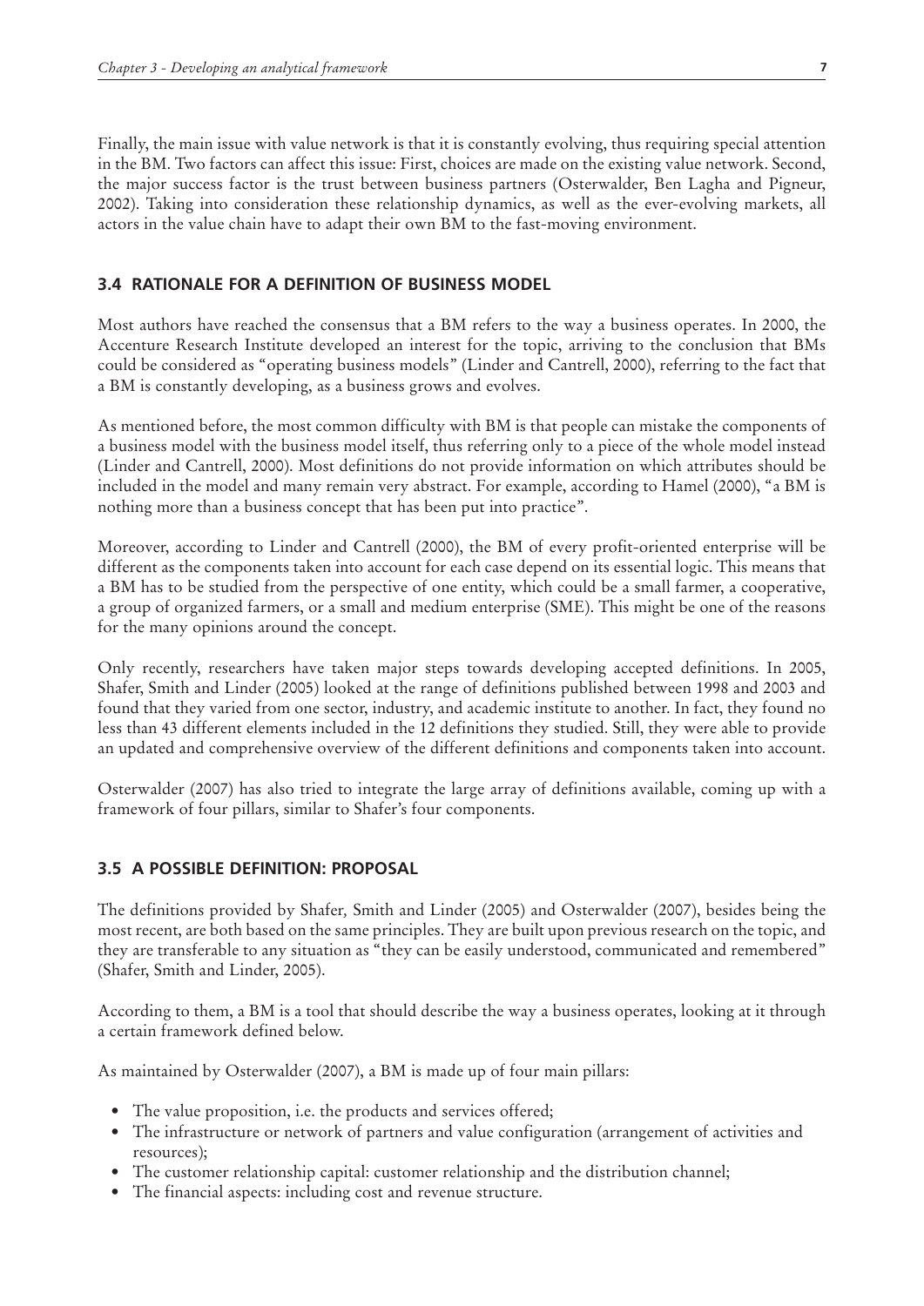Finally, the main issue with value network is that it is constantly evolving, thus requiring special attention in the BM. Two factors can affect this issue: First, choices are made on the existing value network. Second, the major success factor is the trust between business partners (Osterwalder, Ben Lagha and Pigneur, 2002). Taking into consideration these relationship dynamics, as well as the ever-evolving markets, all actors in the value chain have to adapt their own BM to the fast-moving environment.

## 3.4 RATIONALE FOR A DEFINITION OF BUSINESS MODEL

Most authors have reached the consensus that a BM refers to the way a business operates. In 2000, the Accenture Research Institute developed an interest for the topic, arriving to the conclusion that BMs could be considered as "operating business models" (Linder and Cantrell, 2000), referring to the fact that a BM is constantly developing, as a business grows and evolves.

As mentioned before, the most common difficulty with BM is that people can mistake the components of a business model with the business model itself, thus referring only to a piece of the whole model instead (Linder and Cantrell, 2000). Most definitions do not provide information on which attributes should be included in the model and many remain very abstract. For example, according to Hamel (2000), "a BM is nothing more than a business concept that has been put into practice".

Moreover, according to Linder and Cantrell (2000), the BM of every profit-oriented enterprise will be different as the components taken into account for each case depend on its essential logic. This means that a BM has to be studied from the perspective of one entity, which could be a small farmer, a cooperative, a group of organized farmers, or a small and medium enterprise (SME). This might be one of the reasons for the many opinions around the concept.

Only recently, researchers have taken major steps towards developing accepted definitions. In 2005, Shafer, Smith and Linder (2005) looked at the range of definitions published between 1998 and 2003 and found that they varied from one sector, industry, and academic institute to another. In fact, they found no less than 43 different elements included in the 12 definitions they studied. Still, they were able to provide an updated and comprehensive overview of the different definitions and components taken into account.

Osterwalder (2007) has also tried to integrate the large array of definitions available, coming up with a framework of four pillars, similar to Shafer's four components.

## 3.5 A POSSIBLE DEFINITION: PROPOSAL

The definitions provided by Shafer, Smith and Linder (2005) and Osterwalder (2007), besides being the most recent, are both based on the same principles. They are built upon previous research on the topic, and they are transferable to any situation as "they can be easily understood, communicated and remembered" (Shafer, Smith and Linder, 2005).

According to them, a BM is a tool that should describe the way a business operates, looking at it through a certain framework defined below.

As maintained by Osterwalder (2007), a BM is made up of four main pillars:

- The value proposition, i.e. the products and services offered;
- The infrastructure or network of partners and value configuration (arrangement of activities and resources);
- The customer relationship capital: customer relationship and the distribution channel;
- The financial aspects: including cost and revenue structure.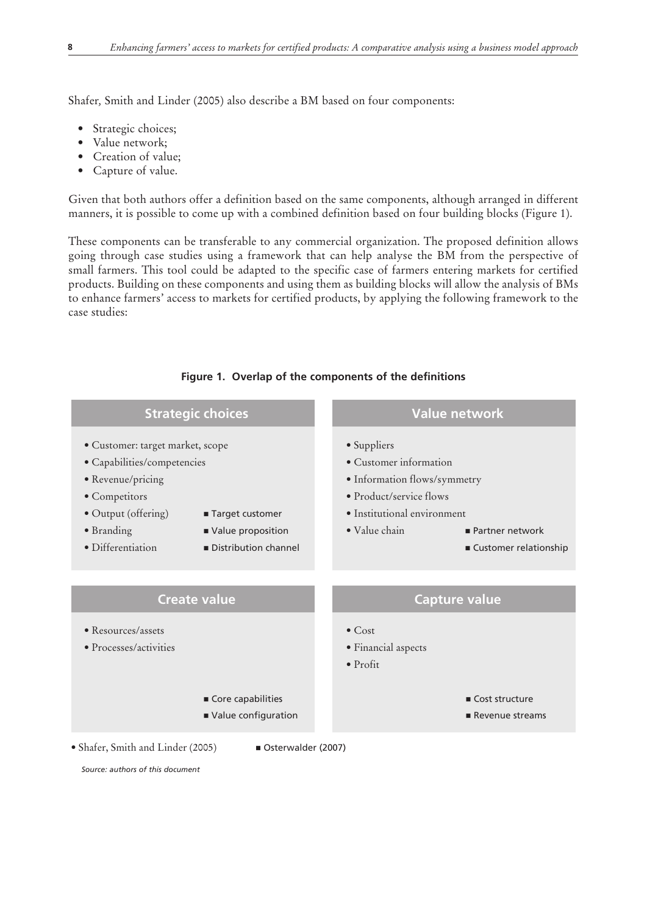Shafer, Smith and Linder (2005) also describe a BM based on four components:

- Strategic choices;
- Value network;
- Creation of value;
- Capture of value.

Given that both authors offer a definition based on the same components, although arranged in different manners, it is possible to come up with a combined definition based on four building blocks (Figure 1).

These components can be transferable to any commercial organization. The proposed definition allows going through case studies using a framework that can help analyse the BM from the perspective of small farmers. This tool could be adapted to the specific case of farmers entering markets for certified products. Building on these components and using them as building blocks will allow the analysis of BMs to enhance farmers' access to markets for certified products, by applying the following framework to the case studies:

**Figure 1. Overlap of the components of the definitions**

| Strategic choices | Value network |
|---|---|
| • Customer: target market, scope<br>• Capabilities/competencies<br>• Revenue/pricing<br>• Competitors<br>• Output (offering)<br>• Branding<br>• Differentiation<br>■ Target customer<br>■ Value proposition<br>■ Distribution channel | • Suppliers<br>• Customer information<br>• Information flows/symmetry<br>• Product/service flows<br>• Institutional environment<br>• Value chain<br>■ Partner network<br>■ Customer relationship |
| **Create value** | **Capture value** |
| • Resources/assets<br>• Processes/activities<br>■ Core capabilities<br>■ Value configuration | • Cost<br>• Financial aspects<br>• Profit<br>■ Cost structure<br>■ Revenue streams |

• Shafer, Smith and Linder (2005) ■ Osterwalder (2007)

*Source: authors of this document*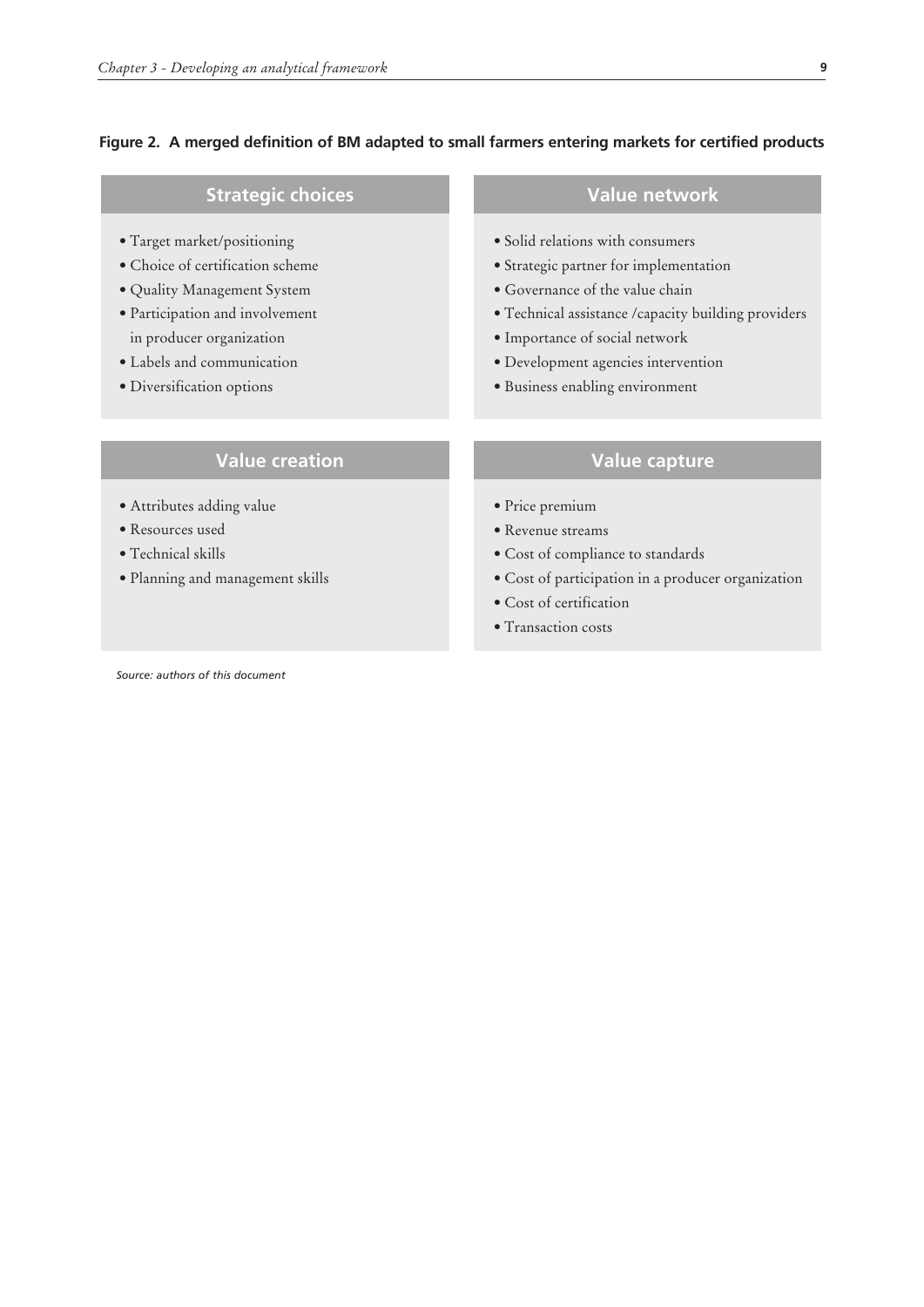**Figure 2. A merged definition of BM adapted to small farmers entering markets for certified products**

### Strategic choices

- Target market/positioning
- Choice of certification scheme
- Quality Management System
- Participation and involvement in producer organization
- Labels and communication
- Diversification options

### Value network

- Solid relations with consumers
- Strategic partner for implementation
- Governance of the value chain
- Technical assistance /capacity building providers
- Importance of social network
- Development agencies intervention
- Business enabling environment

### Value creation

- Attributes adding value
- Resources used
- Technical skills
- Planning and management skills

### Value capture

- Price premium
- Revenue streams
- Cost of compliance to standards
- Cost of participation in a producer organization
- Cost of certification
- Transaction costs

*Source: authors of this document*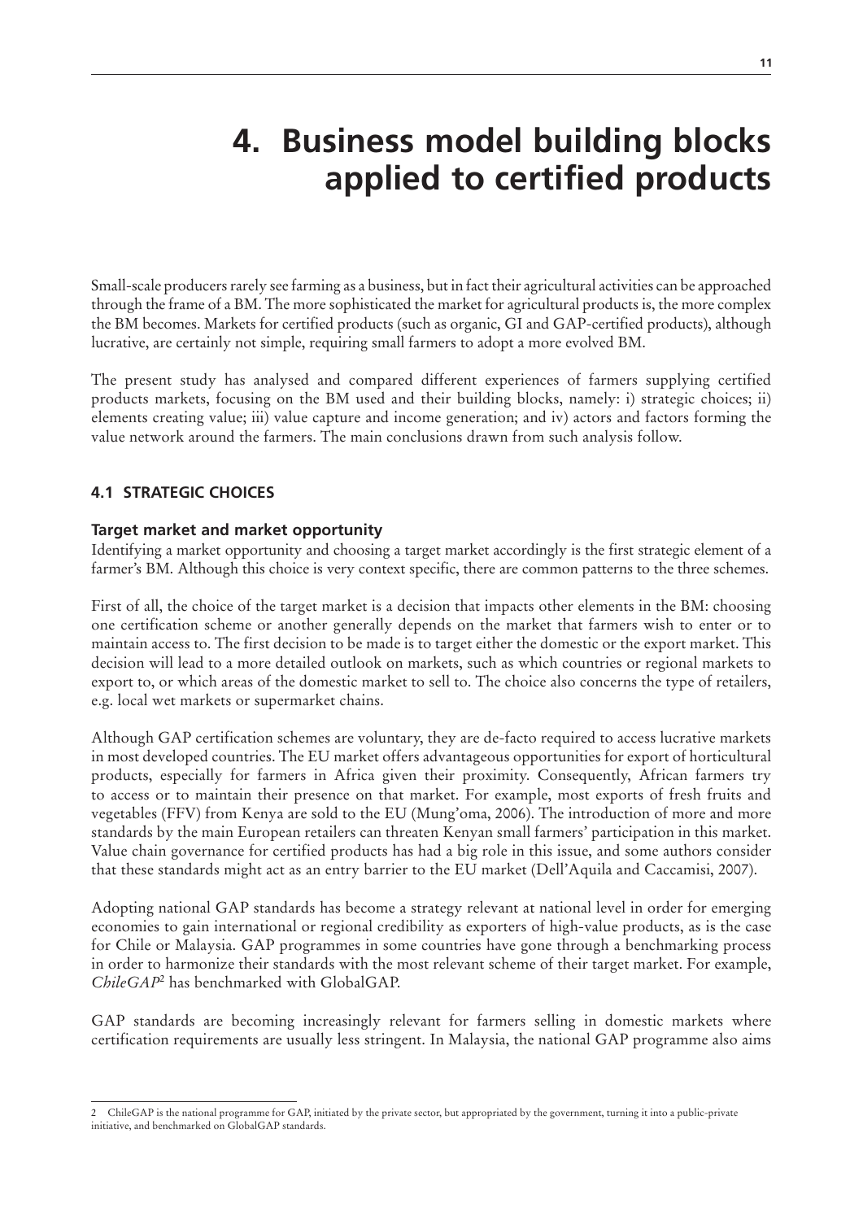# 4. Business model building blocks applied to certified products

Small-scale producers rarely see farming as a business, but in fact their agricultural activities can be approached through the frame of a BM. The more sophisticated the market for agricultural products is, the more complex the BM becomes. Markets for certified products (such as organic, GI and GAP-certified products), although lucrative, are certainly not simple, requiring small farmers to adopt a more evolved BM.

The present study has analysed and compared different experiences of farmers supplying certified products markets, focusing on the BM used and their building blocks, namely: i) strategic choices; ii) elements creating value; iii) value capture and income generation; and iv) actors and factors forming the value network around the farmers. The main conclusions drawn from such analysis follow.

## 4.1 STRATEGIC CHOICES

### Target market and market opportunity

Identifying a market opportunity and choosing a target market accordingly is the first strategic element of a farmer's BM. Although this choice is very context specific, there are common patterns to the three schemes.

First of all, the choice of the target market is a decision that impacts other elements in the BM: choosing one certification scheme or another generally depends on the market that farmers wish to enter or to maintain access to. The first decision to be made is to target either the domestic or the export market. This decision will lead to a more detailed outlook on markets, such as which countries or regional markets to export to, or which areas of the domestic market to sell to. The choice also concerns the type of retailers, e.g. local wet markets or supermarket chains.

Although GAP certification schemes are voluntary, they are de-facto required to access lucrative markets in most developed countries. The EU market offers advantageous opportunities for export of horticultural products, especially for farmers in Africa given their proximity. Consequently, African farmers try to access or to maintain their presence on that market. For example, most exports of fresh fruits and vegetables (FFV) from Kenya are sold to the EU (Mung'oma, 2006). The introduction of more and more standards by the main European retailers can threaten Kenyan small farmers' participation in this market. Value chain governance for certified products has had a big role in this issue, and some authors consider that these standards might act as an entry barrier to the EU market (Dell'Aquila and Caccamisi, 2007).

Adopting national GAP standards has become a strategy relevant at national level in order for emerging economies to gain international or regional credibility as exporters of high-value products, as is the case for Chile or Malaysia. GAP programmes in some countries have gone through a benchmarking process in order to harmonize their standards with the most relevant scheme of their target market. For example, *ChileGAP*[2] has benchmarked with GlobalGAP.

GAP standards are becoming increasingly relevant for farmers selling in domestic markets where certification requirements are usually less stringent. In Malaysia, the national GAP programme also aims

---

[2] ChileGAP is the national programme for GAP, initiated by the private sector, but appropriated by the government, turning it into a public-private initiative, and benchmarked on GlobalGAP standards.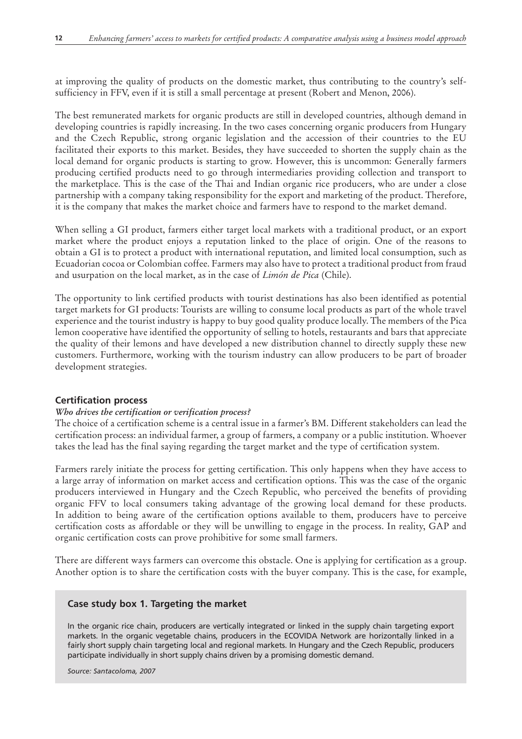at improving the quality of products on the domestic market, thus contributing to the country's self-sufficiency in FFV, even if it is still a small percentage at present (Robert and Menon, 2006).

The best remunerated markets for organic products are still in developed countries, although demand in developing countries is rapidly increasing. In the two cases concerning organic producers from Hungary and the Czech Republic, strong organic legislation and the accession of their countries to the EU facilitated their exports to this market. Besides, they have succeeded to shorten the supply chain as the local demand for organic products is starting to grow. However, this is uncommon: Generally farmers producing certified products need to go through intermediaries providing collection and transport to the marketplace. This is the case of the Thai and Indian organic rice producers, who are under a close partnership with a company taking responsibility for the export and marketing of the product. Therefore, it is the company that makes the market choice and farmers have to respond to the market demand.

When selling a GI product, farmers either target local markets with a traditional product, or an export market where the product enjoys a reputation linked to the place of origin. One of the reasons to obtain a GI is to protect a product with international reputation, and limited local consumption, such as Ecuadorian cocoa or Colombian coffee. Farmers may also have to protect a traditional product from fraud and usurpation on the local market, as in the case of *Limón de Pica* (Chile).

The opportunity to link certified products with tourist destinations has also been identified as potential target markets for GI products: Tourists are willing to consume local products as part of the whole travel experience and the tourist industry is happy to buy good quality produce locally. The members of the Pica lemon cooperative have identified the opportunity of selling to hotels, restaurants and bars that appreciate the quality of their lemons and have developed a new distribution channel to directly supply these new customers. Furthermore, working with the tourism industry can allow producers to be part of broader development strategies.

### Certification process

#### *Who drives the certification or verification process?*

The choice of a certification scheme is a central issue in a farmer's BM. Different stakeholders can lead the certification process: an individual farmer, a group of farmers, a company or a public institution. Whoever takes the lead has the final saying regarding the target market and the type of certification system.

Farmers rarely initiate the process for getting certification. This only happens when they have access to a large array of information on market access and certification options. This was the case of the organic producers interviewed in Hungary and the Czech Republic, who perceived the benefits of providing organic FFV to local consumers taking advantage of the growing local demand for these products. In addition to being aware of the certification options available to them, producers have to perceive certification costs as affordable or they will be unwilling to engage in the process. In reality, GAP and organic certification costs can prove prohibitive for some small farmers.

There are different ways farmers can overcome this obstacle. One is applying for certification as a group. Another option is to share the certification costs with the buyer company. This is the case, for example,

#### Case study box 1. Targeting the market

In the organic rice chain, producers are vertically integrated or linked in the supply chain targeting export markets. In the organic vegetable chains, producers in the ECOVIDA Network are horizontally linked in a fairly short supply chain targeting local and regional markets. In Hungary and the Czech Republic, producers participate individually in short supply chains driven by a promising domestic demand.

*Source: Santacoloma, 2007*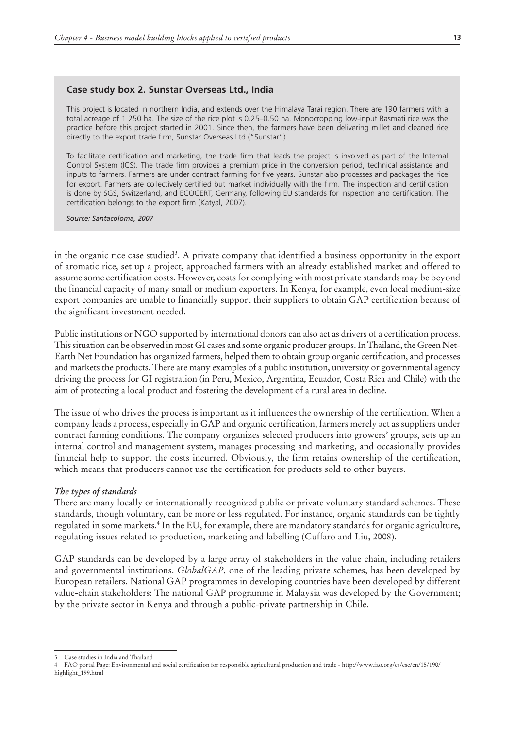### Case study box 2. Sunstar Overseas Ltd., India

This project is located in northern India, and extends over the Himalaya Tarai region. There are 190 farmers with a total acreage of 1 250 ha. The size of the rice plot is 0.25–0.50 ha. Monocropping low-input Basmati rice was the practice before this project started in 2001. Since then, the farmers have been delivering millet and cleaned rice directly to the export trade firm, Sunstar Overseas Ltd ("Sunstar").

To facilitate certification and marketing, the trade firm that leads the project is involved as part of the Internal Control System (ICS). The trade firm provides a premium price in the conversion period, technical assistance and inputs to farmers. Farmers are under contract farming for five years. Sunstar also processes and packages the rice for export. Farmers are collectively certified but market individually with the firm. The inspection and certification is done by SGS, Switzerland, and ECOCERT, Germany, following EU standards for inspection and certification. The certification belongs to the export firm (Katyal, 2007).

*Source: Santacoloma, 2007*

in the organic rice case studied[3]. A private company that identified a business opportunity in the export of aromatic rice, set up a project, approached farmers with an already established market and offered to assume some certification costs. However, costs for complying with most private standards may be beyond the financial capacity of many small or medium exporters. In Kenya, for example, even local medium-size export companies are unable to financially support their suppliers to obtain GAP certification because of the significant investment needed.

Public institutions or NGO supported by international donors can also act as drivers of a certification process. This situation can be observed in most GI cases and some organic producer groups. In Thailand, the Green Net-Earth Net Foundation has organized farmers, helped them to obtain group organic certification, and processes and markets the products. There are many examples of a public institution, university or governmental agency driving the process for GI registration (in Peru, Mexico, Argentina, Ecuador, Costa Rica and Chile) with the aim of protecting a local product and fostering the development of a rural area in decline.

The issue of who drives the process is important as it influences the ownership of the certification. When a company leads a process, especially in GAP and organic certification, farmers merely act as suppliers under contract farming conditions. The company organizes selected producers into growers' groups, sets up an internal control and management system, manages processing and marketing, and occasionally provides financial help to support the costs incurred. Obviously, the firm retains ownership of the certification, which means that producers cannot use the certification for products sold to other buyers.

***The types of standards***

There are many locally or internationally recognized public or private voluntary standard schemes. These standards, though voluntary, can be more or less regulated. For instance, organic standards can be tightly regulated in some markets.[4] In the EU, for example, there are mandatory standards for organic agriculture, regulating issues related to production, marketing and labelling (Cuffaro and Liu, 2008).

GAP standards can be developed by a large array of stakeholders in the value chain, including retailers and governmental institutions. *GlobalGAP*, one of the leading private schemes, has been developed by European retailers. National GAP programmes in developing countries have been developed by different value-chain stakeholders: The national GAP programme in Malaysia was developed by the Government; by the private sector in Kenya and through a public-private partnership in Chile.

---

3 Case studies in India and Thailand

4 FAO portal Page: Environmental and social certification for responsible agricultural production and trade - http://www.fao.org/es/esc/en/15/190/highlight_199.html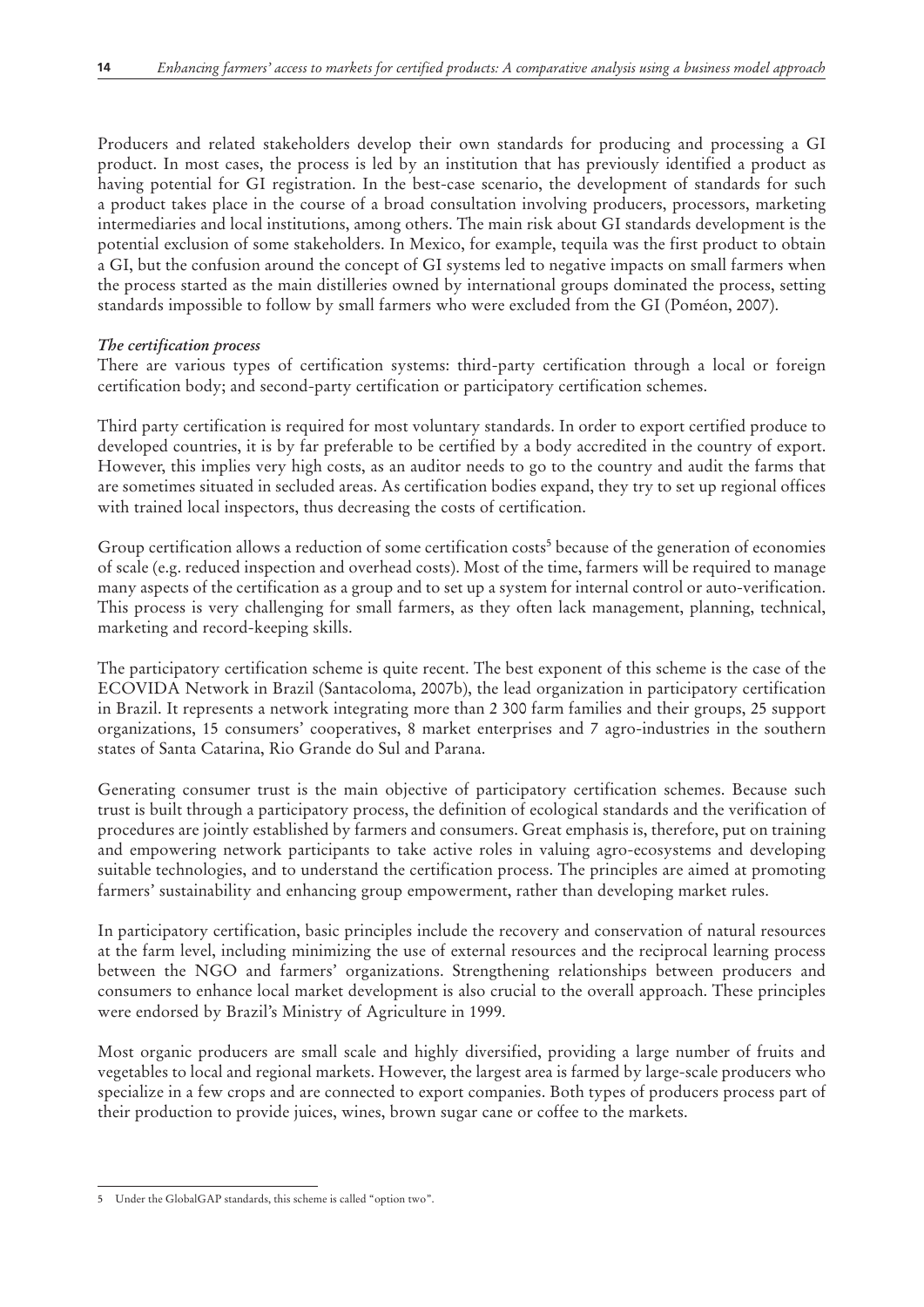Producers and related stakeholders develop their own standards for producing and processing a GI product. In most cases, the process is led by an institution that has previously identified a product as having potential for GI registration. In the best-case scenario, the development of standards for such a product takes place in the course of a broad consultation involving producers, processors, marketing intermediaries and local institutions, among others. The main risk about GI standards development is the potential exclusion of some stakeholders. In Mexico, for example, tequila was the first product to obtain a GI, but the confusion around the concept of GI systems led to negative impacts on small farmers when the process started as the main distilleries owned by international groups dominated the process, setting standards impossible to follow by small farmers who were excluded from the GI (Poméon, 2007).

***The certification process***

There are various types of certification systems: third-party certification through a local or foreign certification body; and second-party certification or participatory certification schemes.

Third party certification is required for most voluntary standards. In order to export certified produce to developed countries, it is by far preferable to be certified by a body accredited in the country of export. However, this implies very high costs, as an auditor needs to go to the country and audit the farms that are sometimes situated in secluded areas. As certification bodies expand, they try to set up regional offices with trained local inspectors, thus decreasing the costs of certification.

Group certification allows a reduction of some certification costs[5] because of the generation of economies of scale (e.g. reduced inspection and overhead costs). Most of the time, farmers will be required to manage many aspects of the certification as a group and to set up a system for internal control or auto-verification. This process is very challenging for small farmers, as they often lack management, planning, technical, marketing and record-keeping skills.

The participatory certification scheme is quite recent. The best exponent of this scheme is the case of the ECOVIDA Network in Brazil (Santacoloma, 2007b), the lead organization in participatory certification in Brazil. It represents a network integrating more than 2 300 farm families and their groups, 25 support organizations, 15 consumers' cooperatives, 8 market enterprises and 7 agro-industries in the southern states of Santa Catarina, Rio Grande do Sul and Parana.

Generating consumer trust is the main objective of participatory certification schemes. Because such trust is built through a participatory process, the definition of ecological standards and the verification of procedures are jointly established by farmers and consumers. Great emphasis is, therefore, put on training and empowering network participants to take active roles in valuing agro-ecosystems and developing suitable technologies, and to understand the certification process. The principles are aimed at promoting farmers' sustainability and enhancing group empowerment, rather than developing market rules.

In participatory certification, basic principles include the recovery and conservation of natural resources at the farm level, including minimizing the use of external resources and the reciprocal learning process between the NGO and farmers' organizations. Strengthening relationships between producers and consumers to enhance local market development is also crucial to the overall approach. These principles were endorsed by Brazil's Ministry of Agriculture in 1999.

Most organic producers are small scale and highly diversified, providing a large number of fruits and vegetables to local and regional markets. However, the largest area is farmed by large-scale producers who specialize in a few crops and are connected to export companies. Both types of producers process part of their production to provide juices, wines, brown sugar cane or coffee to the markets.

---

5 Under the GlobalGAP standards, this scheme is called "option two".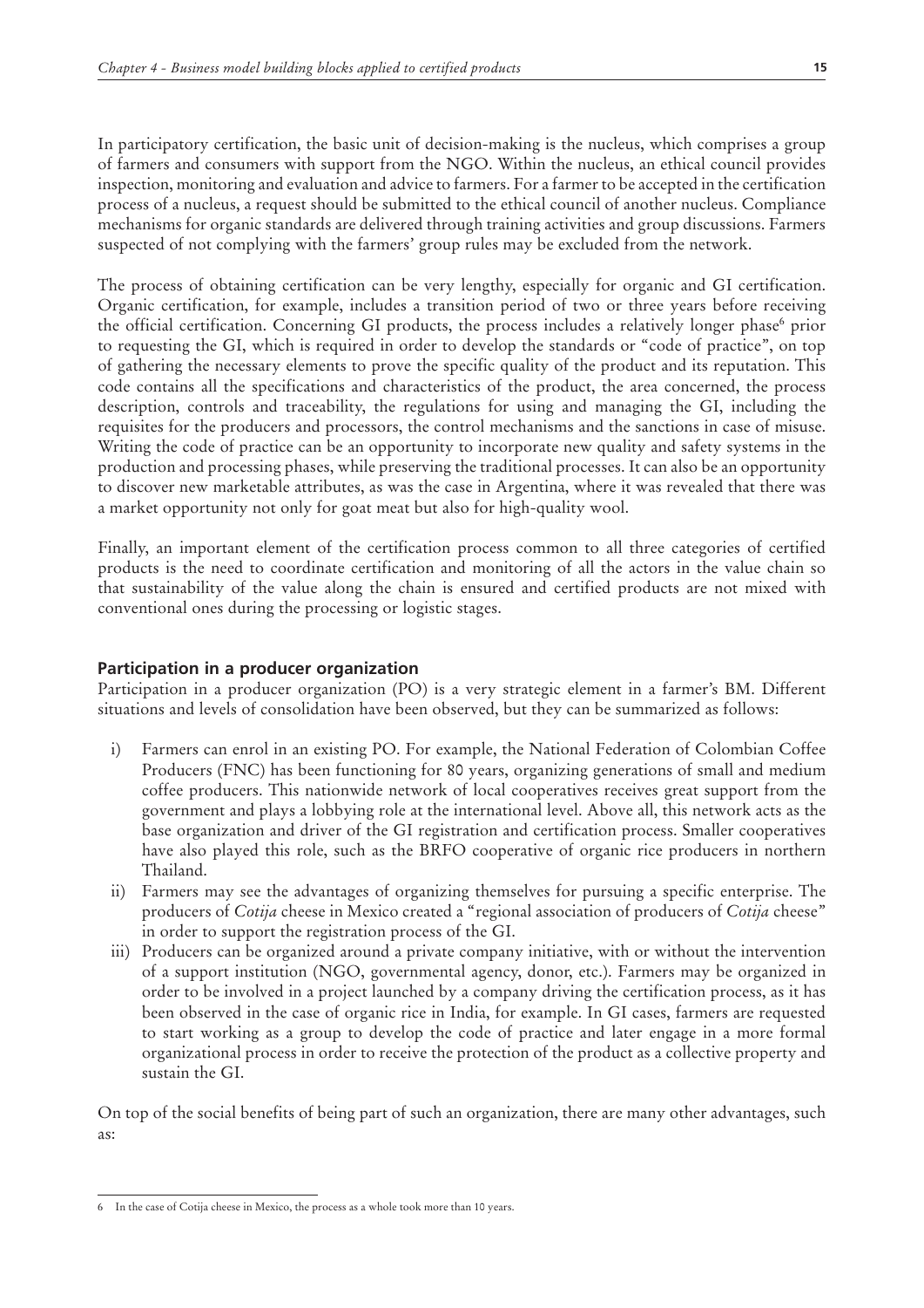In participatory certification, the basic unit of decision-making is the nucleus, which comprises a group of farmers and consumers with support from the NGO. Within the nucleus, an ethical council provides inspection, monitoring and evaluation and advice to farmers. For a farmer to be accepted in the certification process of a nucleus, a request should be submitted to the ethical council of another nucleus. Compliance mechanisms for organic standards are delivered through training activities and group discussions. Farmers suspected of not complying with the farmers' group rules may be excluded from the network.

The process of obtaining certification can be very lengthy, especially for organic and GI certification. Organic certification, for example, includes a transition period of two or three years before receiving the official certification. Concerning GI products, the process includes a relatively longer phase[6] prior to requesting the GI, which is required in order to develop the standards or "code of practice", on top of gathering the necessary elements to prove the specific quality of the product and its reputation. This code contains all the specifications and characteristics of the product, the area concerned, the process description, controls and traceability, the regulations for using and managing the GI, including the requisites for the producers and processors, the control mechanisms and the sanctions in case of misuse. Writing the code of practice can be an opportunity to incorporate new quality and safety systems in the production and processing phases, while preserving the traditional processes. It can also be an opportunity to discover new marketable attributes, as was the case in Argentina, where it was revealed that there was a market opportunity not only for goat meat but also for high-quality wool.

Finally, an important element of the certification process common to all three categories of certified products is the need to coordinate certification and monitoring of all the actors in the value chain so that sustainability of the value along the chain is ensured and certified products are not mixed with conventional ones during the processing or logistic stages.

### Participation in a producer organization

Participation in a producer organization (PO) is a very strategic element in a farmer's BM. Different situations and levels of consolidation have been observed, but they can be summarized as follows:

i) Farmers can enrol in an existing PO. For example, the National Federation of Colombian Coffee Producers (FNC) has been functioning for 80 years, organizing generations of small and medium coffee producers. This nationwide network of local cooperatives receives great support from the government and plays a lobbying role at the international level. Above all, this network acts as the base organization and driver of the GI registration and certification process. Smaller cooperatives have also played this role, such as the BRFO cooperative of organic rice producers in northern Thailand.

ii) Farmers may see the advantages of organizing themselves for pursuing a specific enterprise. The producers of *Cotija* cheese in Mexico created a "regional association of producers of *Cotija* cheese" in order to support the registration process of the GI.

iii) Producers can be organized around a private company initiative, with or without the intervention of a support institution (NGO, governmental agency, donor, etc.). Farmers may be organized in order to be involved in a project launched by a company driving the certification process, as it has been observed in the case of organic rice in India, for example. In GI cases, farmers are requested to start working as a group to develop the code of practice and later engage in a more formal organizational process in order to receive the protection of the product as a collective property and sustain the GI.

On top of the social benefits of being part of such an organization, there are many other advantages, such as:

---

[6] In the case of Cotija cheese in Mexico, the process as a whole took more than 10 years.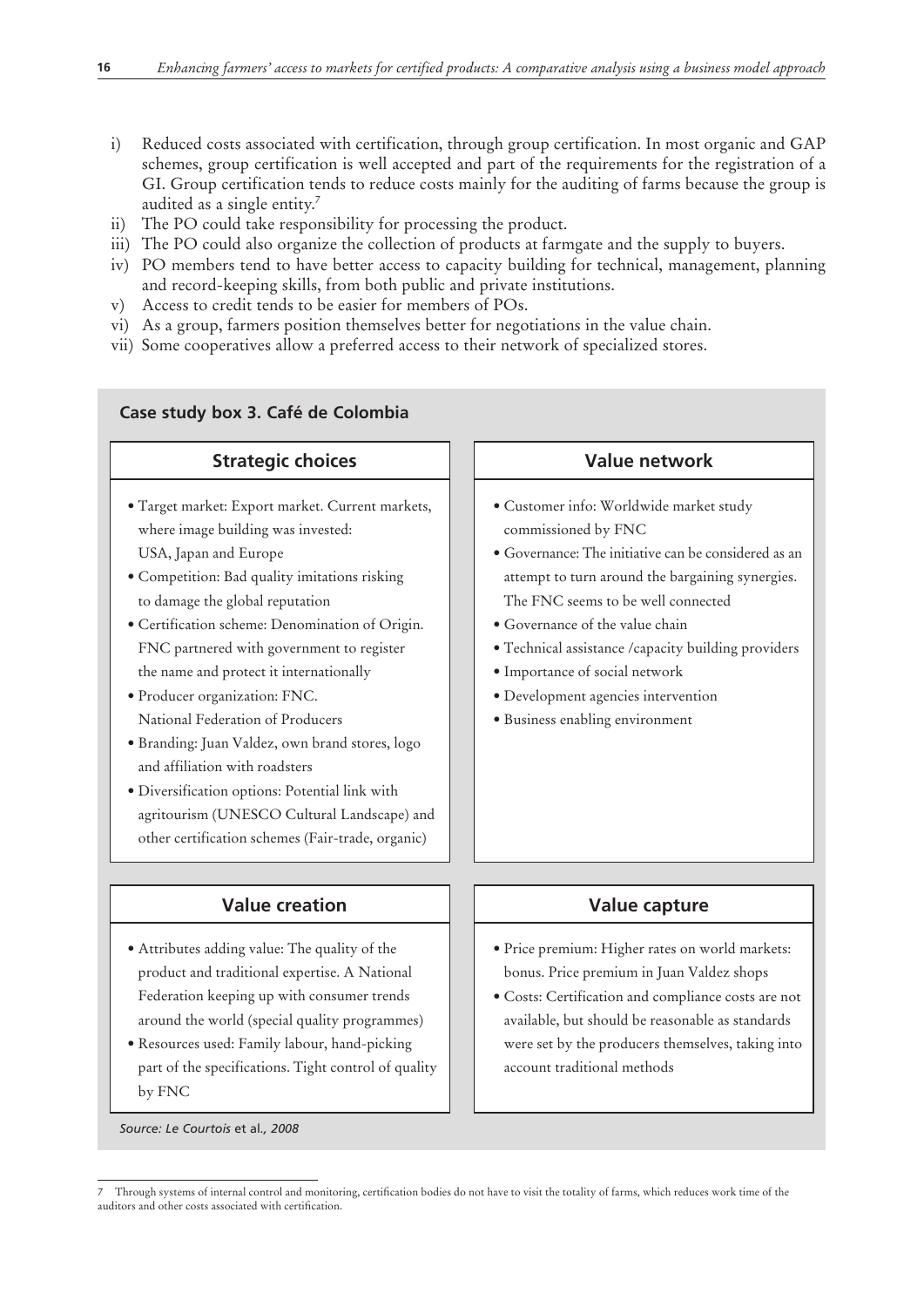i) Reduced costs associated with certification, through group certification. In most organic and GAP schemes, group certification is well accepted and part of the requirements for the registration of a GI. Group certification tends to reduce costs mainly for the auditing of farms because the group is audited as a single entity.[7]
ii) The PO could take responsibility for processing the product.
iii) The PO could also organize the collection of products at farmgate and the supply to buyers.
iv) PO members tend to have better access to capacity building for technical, management, planning and record-keeping skills, from both public and private institutions.
v) Access to credit tends to be easier for members of POs.
vi) As a group, farmers position themselves better for negotiations in the value chain.
vii) Some cooperatives allow a preferred access to their network of specialized stores.

**Case study box 3. Café de Colombia**

**Strategic choices**

- Target market: Export market. Current markets, where image building was invested: USA, Japan and Europe
- Competition: Bad quality imitations risking to damage the global reputation
- Certification scheme: Denomination of Origin. FNC partnered with government to register the name and protect it internationally
- Producer organization: FNC. National Federation of Producers
- Branding: Juan Valdez, own brand stores, logo and affiliation with roadsters
- Diversification options: Potential link with agritourism (UNESCO Cultural Landscape) and other certification schemes (Fair-trade, organic)

**Value network**

- Customer info: Worldwide market study commissioned by FNC
- Governance: The initiative can be considered as an attempt to turn around the bargaining synergies. The FNC seems to be well connected
- Governance of the value chain
- Technical assistance /capacity building providers
- Importance of social network
- Development agencies intervention
- Business enabling environment

**Value creation**

- Attributes adding value: The quality of the product and traditional expertise. A National Federation keeping up with consumer trends around the world (special quality programmes)
- Resources used: Family labour, hand-picking part of the specifications. Tight control of quality by FNC

**Value capture**

- Price premium: Higher rates on world markets: bonus. Price premium in Juan Valdez shops
- Costs: Certification and compliance costs are not available, but should be reasonable as standards were set by the producers themselves, taking into account traditional methods

*Source: Le Courtois et al., 2008*

---

7 Through systems of internal control and monitoring, certification bodies do not have to visit the totality of farms, which reduces work time of the auditors and other costs associated with certification.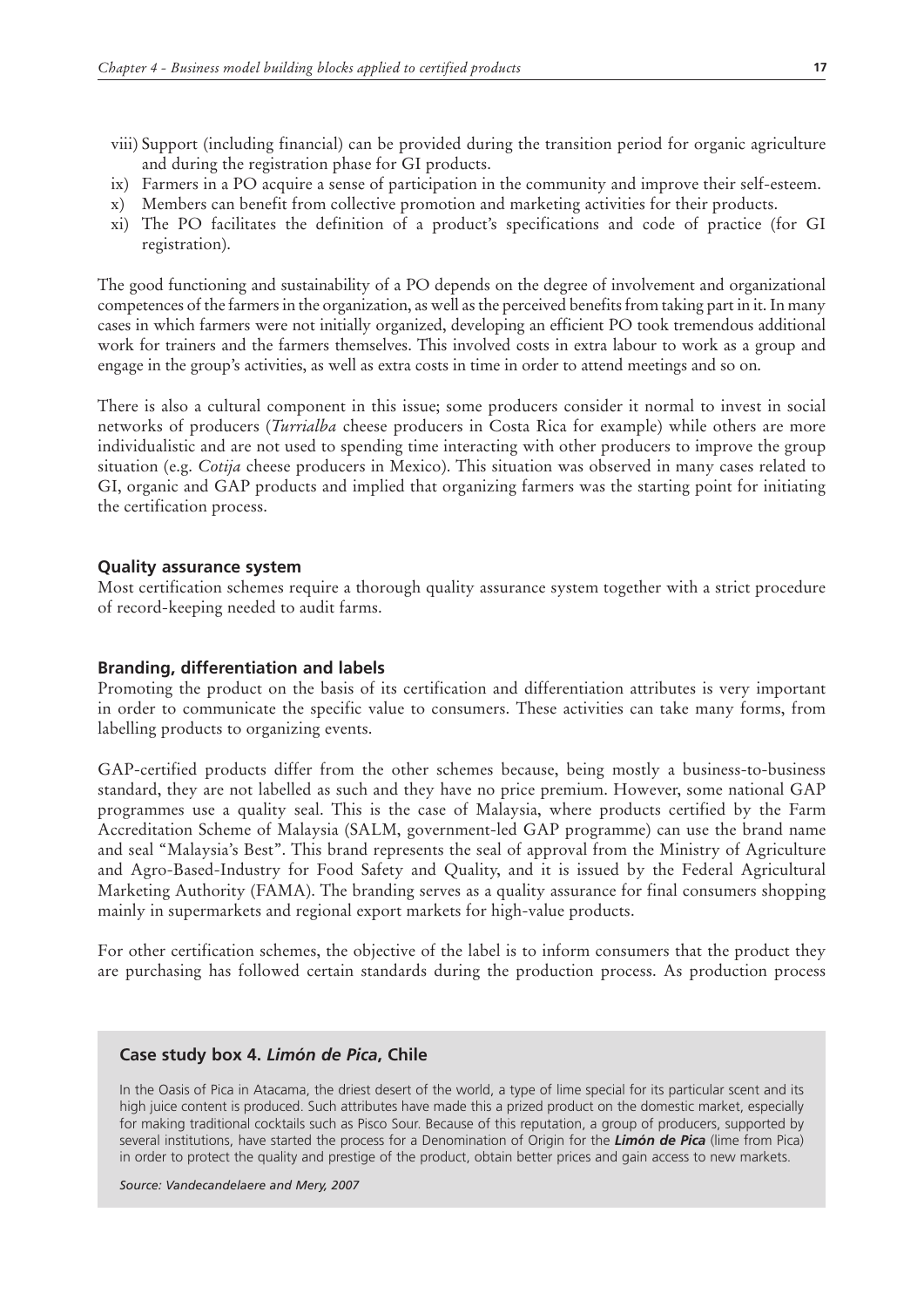viii) Support (including financial) can be provided during the transition period for organic agriculture and during the registration phase for GI products.

ix) Farmers in a PO acquire a sense of participation in the community and improve their self-esteem.

x) Members can benefit from collective promotion and marketing activities for their products.

xi) The PO facilitates the definition of a product's specifications and code of practice (for GI registration).

The good functioning and sustainability of a PO depends on the degree of involvement and organizational competences of the farmers in the organization, as well as the perceived benefits from taking part in it. In many cases in which farmers were not initially organized, developing an efficient PO took tremendous additional work for trainers and the farmers themselves. This involved costs in extra labour to work as a group and engage in the group's activities, as well as extra costs in time in order to attend meetings and so on.

There is also a cultural component in this issue; some producers consider it normal to invest in social networks of producers (*Turrialba* cheese producers in Costa Rica for example) while others are more individualistic and are not used to spending time interacting with other producers to improve the group situation (e.g. *Cotija* cheese producers in Mexico). This situation was observed in many cases related to GI, organic and GAP products and implied that organizing farmers was the starting point for initiating the certification process.

### Quality assurance system

Most certification schemes require a thorough quality assurance system together with a strict procedure of record-keeping needed to audit farms.

### Branding, differentiation and labels

Promoting the product on the basis of its certification and differentiation attributes is very important in order to communicate the specific value to consumers. These activities can take many forms, from labelling products to organizing events.

GAP-certified products differ from the other schemes because, being mostly a business-to-business standard, they are not labelled as such and they have no price premium. However, some national GAP programmes use a quality seal. This is the case of Malaysia, where products certified by the Farm Accreditation Scheme of Malaysia (SALM, government-led GAP programme) can use the brand name and seal "Malaysia's Best". This brand represents the seal of approval from the Ministry of Agriculture and Agro-Based-Industry for Food Safety and Quality, and it is issued by the Federal Agricultural Marketing Authority (FAMA). The branding serves as a quality assurance for final consumers shopping mainly in supermarkets and regional export markets for high-value products.

For other certification schemes, the objective of the label is to inform consumers that the product they are purchasing has followed certain standards during the production process. As production process

> **Case study box 4. *Limón de Pica*, Chile**
>
> In the Oasis of Pica in Atacama, the driest desert of the world, a type of lime special for its particular scent and its high juice content is produced. Such attributes have made this a prized product on the domestic market, especially for making traditional cocktails such as Pisco Sour. Because of this reputation, a group of producers, supported by several institutions, have started the process for a Denomination of Origin for the ***Limón de Pica*** (lime from Pica) in order to protect the quality and prestige of the product, obtain better prices and gain access to new markets.
>
> *Source: Vandecandelaere and Mery, 2007*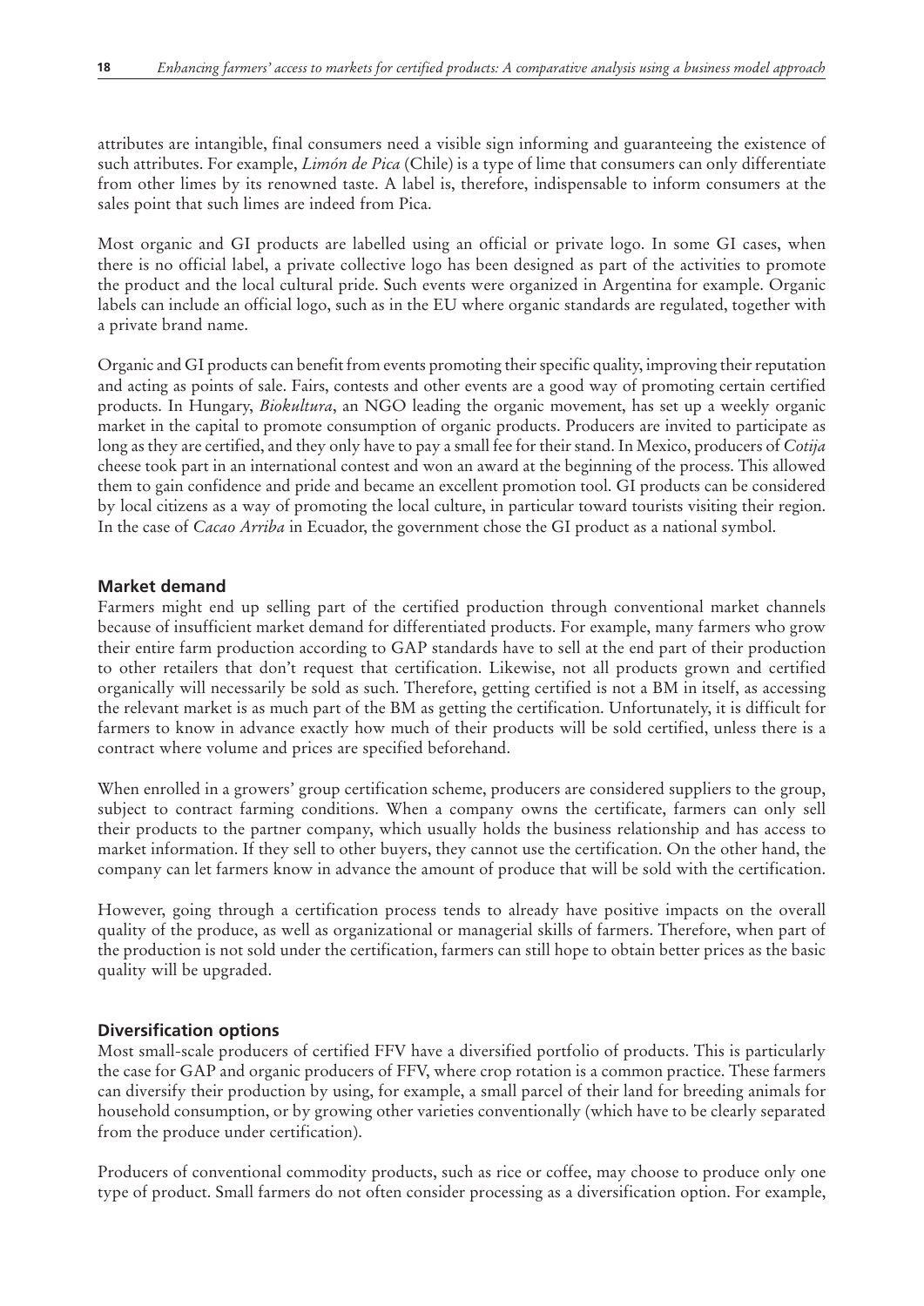attributes are intangible, final consumers need a visible sign informing and guaranteeing the existence of such attributes. For example, *Limón de Pica* (Chile) is a type of lime that consumers can only differentiate from other limes by its renowned taste. A label is, therefore, indispensable to inform consumers at the sales point that such limes are indeed from Pica.

Most organic and GI products are labelled using an official or private logo. In some GI cases, when there is no official label, a private collective logo has been designed as part of the activities to promote the product and the local cultural pride. Such events were organized in Argentina for example. Organic labels can include an official logo, such as in the EU where organic standards are regulated, together with a private brand name.

Organic and GI products can benefit from events promoting their specific quality, improving their reputation and acting as points of sale. Fairs, contests and other events are a good way of promoting certain certified products. In Hungary, *Biokultura*, an NGO leading the organic movement, has set up a weekly organic market in the capital to promote consumption of organic products. Producers are invited to participate as long as they are certified, and they only have to pay a small fee for their stand. In Mexico, producers of *Cotija* cheese took part in an international contest and won an award at the beginning of the process. This allowed them to gain confidence and pride and became an excellent promotion tool. GI products can be considered by local citizens as a way of promoting the local culture, in particular toward tourists visiting their region. In the case of *Cacao Arriba* in Ecuador, the government chose the GI product as a national symbol.

### Market demand

Farmers might end up selling part of the certified production through conventional market channels because of insufficient market demand for differentiated products. For example, many farmers who grow their entire farm production according to GAP standards have to sell at the end part of their production to other retailers that don't request that certification. Likewise, not all products grown and certified organically will necessarily be sold as such. Therefore, getting certified is not a BM in itself, as accessing the relevant market is as much part of the BM as getting the certification. Unfortunately, it is difficult for farmers to know in advance exactly how much of their products will be sold certified, unless there is a contract where volume and prices are specified beforehand.

When enrolled in a growers' group certification scheme, producers are considered suppliers to the group, subject to contract farming conditions. When a company owns the certificate, farmers can only sell their products to the partner company, which usually holds the business relationship and has access to market information. If they sell to other buyers, they cannot use the certification. On the other hand, the company can let farmers know in advance the amount of produce that will be sold with the certification.

However, going through a certification process tends to already have positive impacts on the overall quality of the produce, as well as organizational or managerial skills of farmers. Therefore, when part of the production is not sold under the certification, farmers can still hope to obtain better prices as the basic quality will be upgraded.

### Diversification options

Most small-scale producers of certified FFV have a diversified portfolio of products. This is particularly the case for GAP and organic producers of FFV, where crop rotation is a common practice. These farmers can diversify their production by using, for example, a small parcel of their land for breeding animals for household consumption, or by growing other varieties conventionally (which have to be clearly separated from the produce under certification).

Producers of conventional commodity products, such as rice or coffee, may choose to produce only one type of product. Small farmers do not often consider processing as a diversification option. For example,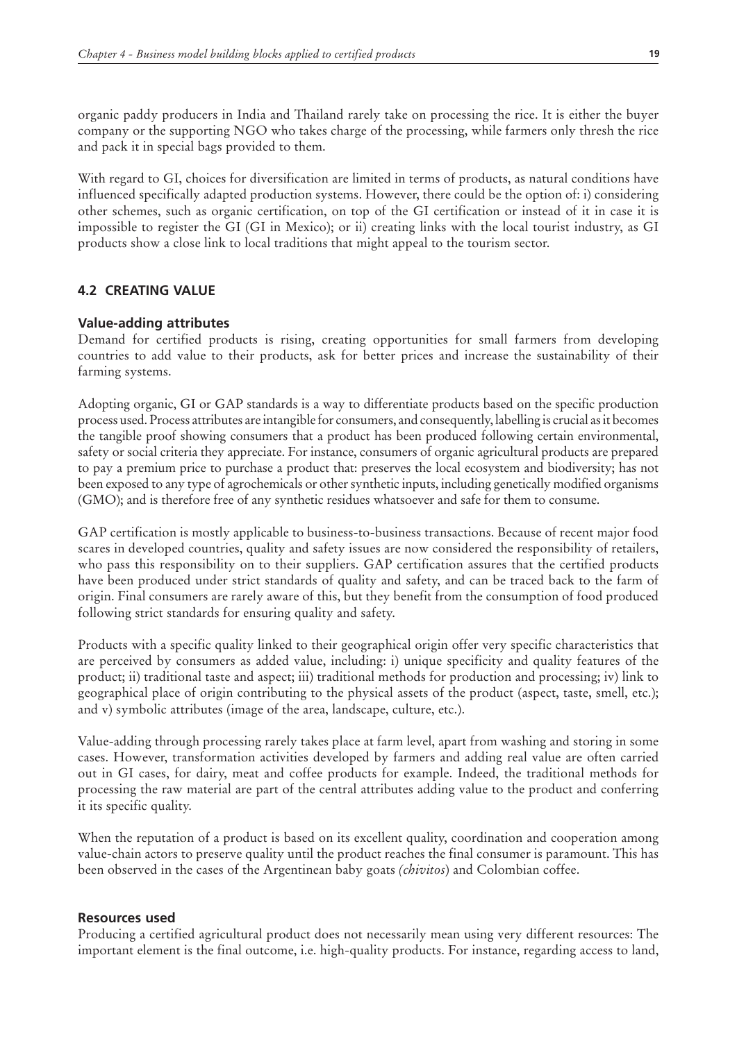organic paddy producers in India and Thailand rarely take on processing the rice. It is either the buyer company or the supporting NGO who takes charge of the processing, while farmers only thresh the rice and pack it in special bags provided to them.

With regard to GI, choices for diversification are limited in terms of products, as natural conditions have influenced specifically adapted production systems. However, there could be the option of: i) considering other schemes, such as organic certification, on top of the GI certification or instead of it in case it is impossible to register the GI (GI in Mexico); or ii) creating links with the local tourist industry, as GI products show a close link to local traditions that might appeal to the tourism sector.

## 4.2 CREATING VALUE

### Value-adding attributes

Demand for certified products is rising, creating opportunities for small farmers from developing countries to add value to their products, ask for better prices and increase the sustainability of their farming systems.

Adopting organic, GI or GAP standards is a way to differentiate products based on the specific production process used. Process attributes are intangible for consumers, and consequently, labelling is crucial as it becomes the tangible proof showing consumers that a product has been produced following certain environmental, safety or social criteria they appreciate. For instance, consumers of organic agricultural products are prepared to pay a premium price to purchase a product that: preserves the local ecosystem and biodiversity; has not been exposed to any type of agrochemicals or other synthetic inputs, including genetically modified organisms (GMO); and is therefore free of any synthetic residues whatsoever and safe for them to consume.

GAP certification is mostly applicable to business-to-business transactions. Because of recent major food scares in developed countries, quality and safety issues are now considered the responsibility of retailers, who pass this responsibility on to their suppliers. GAP certification assures that the certified products have been produced under strict standards of quality and safety, and can be traced back to the farm of origin. Final consumers are rarely aware of this, but they benefit from the consumption of food produced following strict standards for ensuring quality and safety.

Products with a specific quality linked to their geographical origin offer very specific characteristics that are perceived by consumers as added value, including: i) unique specificity and quality features of the product; ii) traditional taste and aspect; iii) traditional methods for production and processing; iv) link to geographical place of origin contributing to the physical assets of the product (aspect, taste, smell, etc.); and v) symbolic attributes (image of the area, landscape, culture, etc.).

Value-adding through processing rarely takes place at farm level, apart from washing and storing in some cases. However, transformation activities developed by farmers and adding real value are often carried out in GI cases, for dairy, meat and coffee products for example. Indeed, the traditional methods for processing the raw material are part of the central attributes adding value to the product and conferring it its specific quality.

When the reputation of a product is based on its excellent quality, coordination and cooperation among value-chain actors to preserve quality until the product reaches the final consumer is paramount. This has been observed in the cases of the Argentinean baby goats *(chivitos)* and Colombian coffee.

### Resources used

Producing a certified agricultural product does not necessarily mean using very different resources: The important element is the final outcome, i.e. high-quality products. For instance, regarding access to land,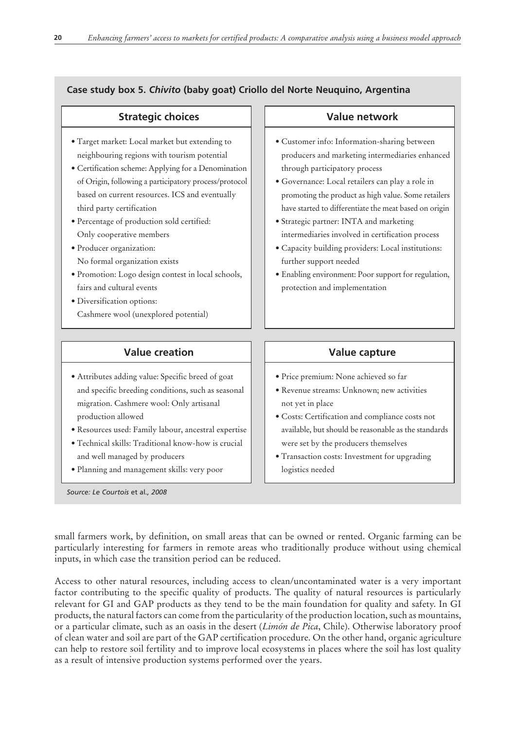**Case study box 5. *Chivito* (baby goat) Criollo del Norte Neuquino, Argentina**

### Strategic choices

- Target market: Local market but extending to neighbouring regions with tourism potential
- Certification scheme: Applying for a Denomination of Origin, following a participatory process/protocol based on current resources. ICS and eventually third party certification
- Percentage of production sold certified: Only cooperative members
- Producer organization: No formal organization exists
- Promotion: Logo design contest in local schools, fairs and cultural events
- Diversification options: Cashmere wool (unexplored potential)

### Value network

- Customer info: Information-sharing between producers and marketing intermediaries enhanced through participatory process
- Governance: Local retailers can play a role in promoting the product as high value. Some retailers have started to differentiate the meat based on origin
- Strategic partner: INTA and marketing intermediaries involved in certification process
- Capacity building providers: Local institutions: further support needed
- Enabling environment: Poor support for regulation, protection and implementation

### Value creation

- Attributes adding value: Specific breed of goat and specific breeding conditions, such as seasonal migration. Cashmere wool: Only artisanal production allowed
- Resources used: Family labour, ancestral expertise
- Technical skills: Traditional know-how is crucial and well managed by producers
- Planning and management skills: very poor

### Value capture

- Price premium: None achieved so far
- Revenue streams: Unknown; new activities not yet in place
- Costs: Certification and compliance costs not available, but should be reasonable as the standards were set by the producers themselves
- Transaction costs: Investment for upgrading logistics needed

*Source: Le Courtois et al., 2008*

small farmers work, by definition, on small areas that can be owned or rented. Organic farming can be particularly interesting for farmers in remote areas who traditionally produce without using chemical inputs, in which case the transition period can be reduced.

Access to other natural resources, including access to clean/uncontaminated water is a very important factor contributing to the specific quality of products. The quality of natural resources is particularly relevant for GI and GAP products as they tend to be the main foundation for quality and safety. In GI products, the natural factors can come from the particularity of the production location, such as mountains, or a particular climate, such as an oasis in the desert (*Limón de Pica*, Chile). Otherwise laboratory proof of clean water and soil are part of the GAP certification procedure. On the other hand, organic agriculture can help to restore soil fertility and to improve local ecosystems in places where the soil has lost quality as a result of intensive production systems performed over the years.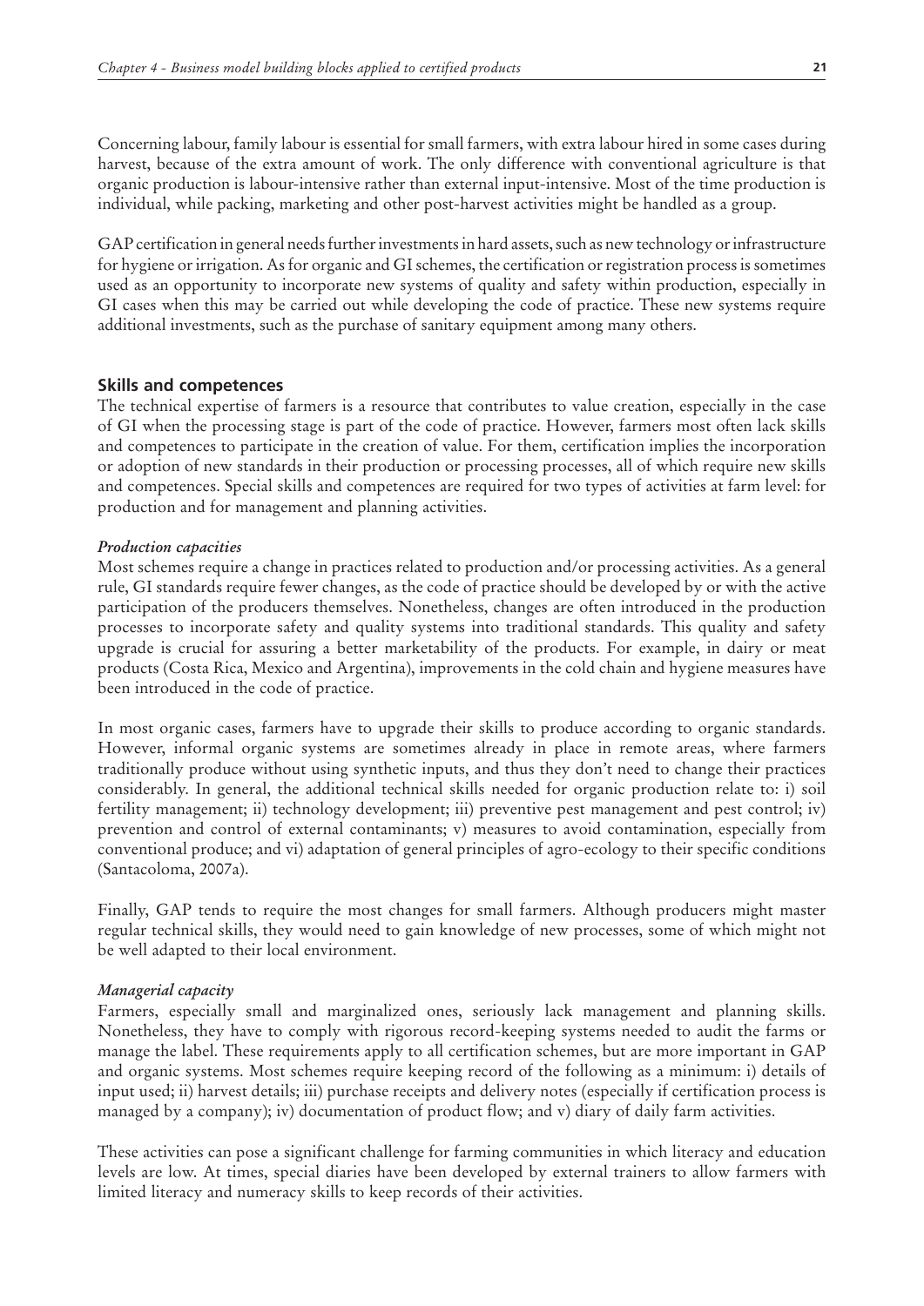Concerning labour, family labour is essential for small farmers, with extra labour hired in some cases during harvest, because of the extra amount of work. The only difference with conventional agriculture is that organic production is labour-intensive rather than external input-intensive. Most of the time production is individual, while packing, marketing and other post-harvest activities might be handled as a group.

GAP certification in general needs further investments in hard assets, such as new technology or infrastructure for hygiene or irrigation. As for organic and GI schemes, the certification or registration process is sometimes used as an opportunity to incorporate new systems of quality and safety within production, especially in GI cases when this may be carried out while developing the code of practice. These new systems require additional investments, such as the purchase of sanitary equipment among many others.

## Skills and competences

The technical expertise of farmers is a resource that contributes to value creation, especially in the case of GI when the processing stage is part of the code of practice. However, farmers most often lack skills and competences to participate in the creation of value. For them, certification implies the incorporation or adoption of new standards in their production or processing processes, all of which require new skills and competences. Special skills and competences are required for two types of activities at farm level: for production and for management and planning activities.

### *Production capacities*

Most schemes require a change in practices related to production and/or processing activities. As a general rule, GI standards require fewer changes, as the code of practice should be developed by or with the active participation of the producers themselves. Nonetheless, changes are often introduced in the production processes to incorporate safety and quality systems into traditional standards. This quality and safety upgrade is crucial for assuring a better marketability of the products. For example, in dairy or meat products (Costa Rica, Mexico and Argentina), improvements in the cold chain and hygiene measures have been introduced in the code of practice.

In most organic cases, farmers have to upgrade their skills to produce according to organic standards. However, informal organic systems are sometimes already in place in remote areas, where farmers traditionally produce without using synthetic inputs, and thus they don't need to change their practices considerably. In general, the additional technical skills needed for organic production relate to: i) soil fertility management; ii) technology development; iii) preventive pest management and pest control; iv) prevention and control of external contaminants; v) measures to avoid contamination, especially from conventional produce; and vi) adaptation of general principles of agro-ecology to their specific conditions (Santacoloma, 2007a).

Finally, GAP tends to require the most changes for small farmers. Although producers might master regular technical skills, they would need to gain knowledge of new processes, some of which might not be well adapted to their local environment.

### *Managerial capacity*

Farmers, especially small and marginalized ones, seriously lack management and planning skills. Nonetheless, they have to comply with rigorous record-keeping systems needed to audit the farms or manage the label. These requirements apply to all certification schemes, but are more important in GAP and organic systems. Most schemes require keeping record of the following as a minimum: i) details of input used; ii) harvest details; iii) purchase receipts and delivery notes (especially if certification process is managed by a company); iv) documentation of product flow; and v) diary of daily farm activities.

These activities can pose a significant challenge for farming communities in which literacy and education levels are low. At times, special diaries have been developed by external trainers to allow farmers with limited literacy and numeracy skills to keep records of their activities.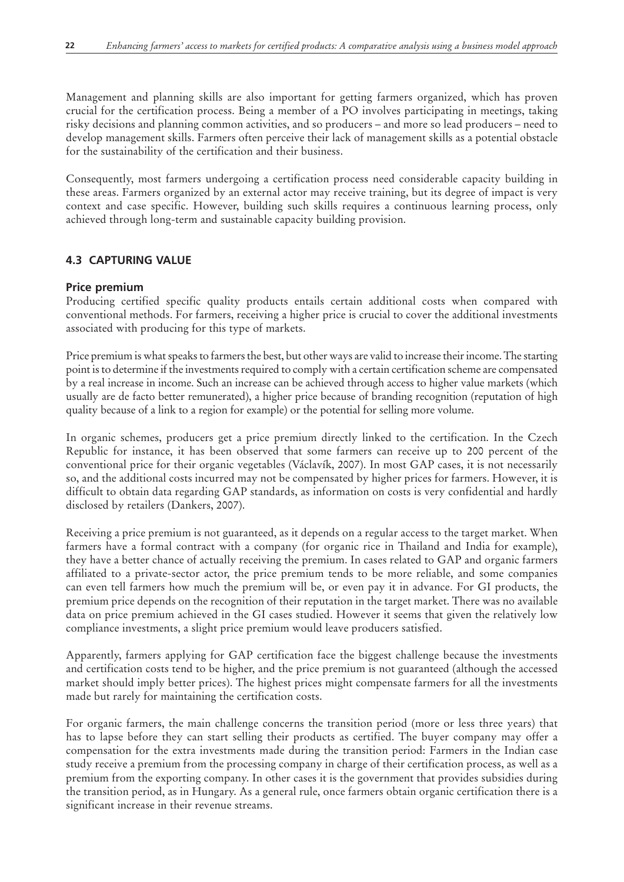Management and planning skills are also important for getting farmers organized, which has proven crucial for the certification process. Being a member of a PO involves participating in meetings, taking risky decisions and planning common activities, and so producers – and more so lead producers – need to develop management skills. Farmers often perceive their lack of management skills as a potential obstacle for the sustainability of the certification and their business.

Consequently, most farmers undergoing a certification process need considerable capacity building in these areas. Farmers organized by an external actor may receive training, but its degree of impact is very context and case specific. However, building such skills requires a continuous learning process, only achieved through long-term and sustainable capacity building provision.

## 4.3 CAPTURING VALUE

### Price premium

Producing certified specific quality products entails certain additional costs when compared with conventional methods. For farmers, receiving a higher price is crucial to cover the additional investments associated with producing for this type of markets.

Price premium is what speaks to farmers the best, but other ways are valid to increase their income. The starting point is to determine if the investments required to comply with a certain certification scheme are compensated by a real increase in income. Such an increase can be achieved through access to higher value markets (which usually are de facto better remunerated), a higher price because of branding recognition (reputation of high quality because of a link to a region for example) or the potential for selling more volume.

In organic schemes, producers get a price premium directly linked to the certification. In the Czech Republic for instance, it has been observed that some farmers can receive up to 200 percent of the conventional price for their organic vegetables (Václavík, 2007). In most GAP cases, it is not necessarily so, and the additional costs incurred may not be compensated by higher prices for farmers. However, it is difficult to obtain data regarding GAP standards, as information on costs is very confidential and hardly disclosed by retailers (Dankers, 2007).

Receiving a price premium is not guaranteed, as it depends on a regular access to the target market. When farmers have a formal contract with a company (for organic rice in Thailand and India for example), they have a better chance of actually receiving the premium. In cases related to GAP and organic farmers affiliated to a private-sector actor, the price premium tends to be more reliable, and some companies can even tell farmers how much the premium will be, or even pay it in advance. For GI products, the premium price depends on the recognition of their reputation in the target market. There was no available data on price premium achieved in the GI cases studied. However it seems that given the relatively low compliance investments, a slight price premium would leave producers satisfied.

Apparently, farmers applying for GAP certification face the biggest challenge because the investments and certification costs tend to be higher, and the price premium is not guaranteed (although the accessed market should imply better prices). The highest prices might compensate farmers for all the investments made but rarely for maintaining the certification costs.

For organic farmers, the main challenge concerns the transition period (more or less three years) that has to lapse before they can start selling their products as certified. The buyer company may offer a compensation for the extra investments made during the transition period: Farmers in the Indian case study receive a premium from the processing company in charge of their certification process, as well as a premium from the exporting company. In other cases it is the government that provides subsidies during the transition period, as in Hungary. As a general rule, once farmers obtain organic certification there is a significant increase in their revenue streams.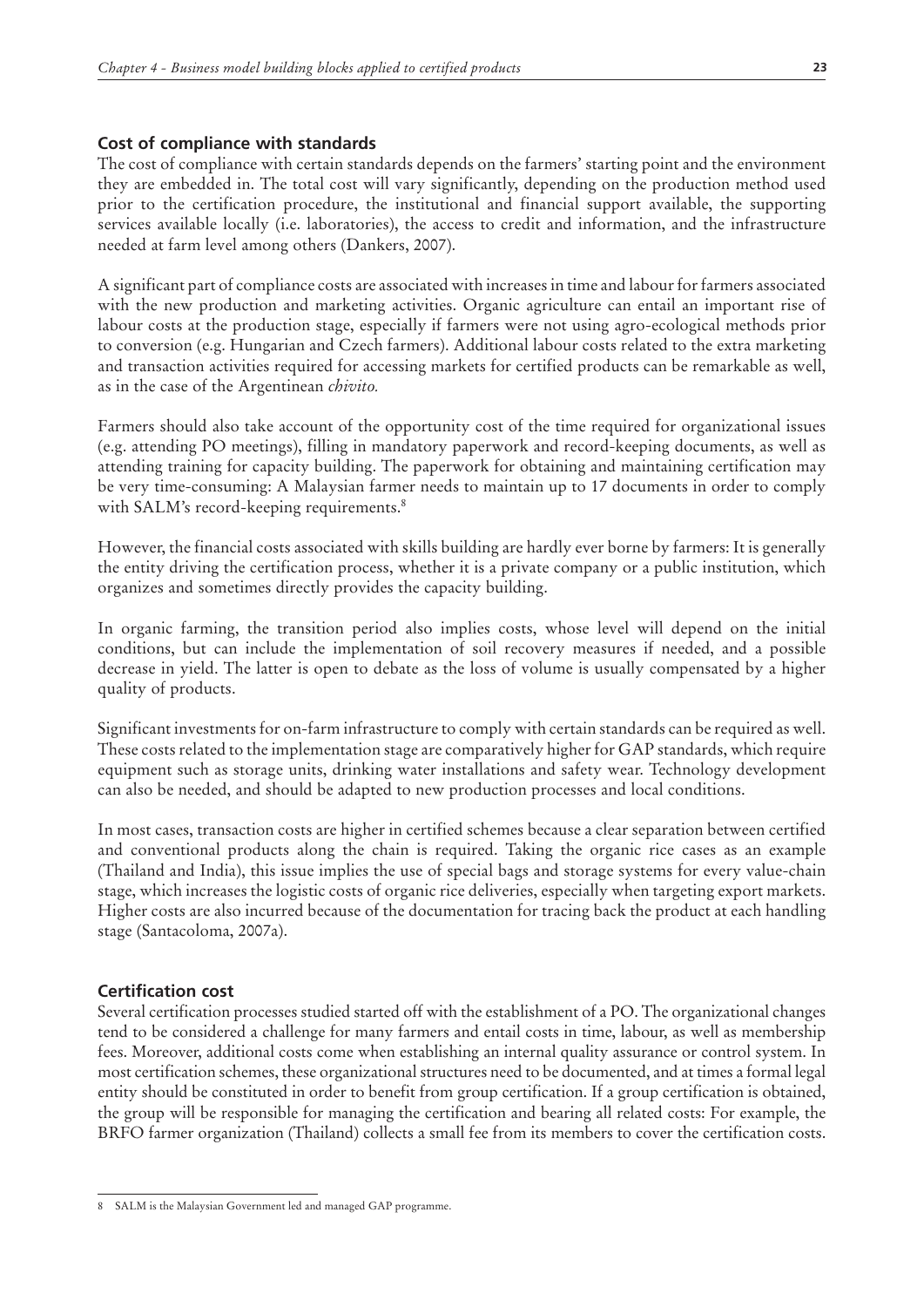## Cost of compliance with standards

The cost of compliance with certain standards depends on the farmers' starting point and the environment they are embedded in. The total cost will vary significantly, depending on the production method used prior to the certification procedure, the institutional and financial support available, the supporting services available locally (i.e. laboratories), the access to credit and information, and the infrastructure needed at farm level among others (Dankers, 2007).

A significant part of compliance costs are associated with increases in time and labour for farmers associated with the new production and marketing activities. Organic agriculture can entail an important rise of labour costs at the production stage, especially if farmers were not using agro-ecological methods prior to conversion (e.g. Hungarian and Czech farmers). Additional labour costs related to the extra marketing and transaction activities required for accessing markets for certified products can be remarkable as well, as in the case of the Argentinean *chivito.*

Farmers should also take account of the opportunity cost of the time required for organizational issues (e.g. attending PO meetings), filling in mandatory paperwork and record-keeping documents, as well as attending training for capacity building. The paperwork for obtaining and maintaining certification may be very time-consuming: A Malaysian farmer needs to maintain up to 17 documents in order to comply with SALM's record-keeping requirements.[8]

However, the financial costs associated with skills building are hardly ever borne by farmers: It is generally the entity driving the certification process, whether it is a private company or a public institution, which organizes and sometimes directly provides the capacity building.

In organic farming, the transition period also implies costs, whose level will depend on the initial conditions, but can include the implementation of soil recovery measures if needed, and a possible decrease in yield. The latter is open to debate as the loss of volume is usually compensated by a higher quality of products.

Significant investments for on-farm infrastructure to comply with certain standards can be required as well. These costs related to the implementation stage are comparatively higher for GAP standards, which require equipment such as storage units, drinking water installations and safety wear. Technology development can also be needed, and should be adapted to new production processes and local conditions.

In most cases, transaction costs are higher in certified schemes because a clear separation between certified and conventional products along the chain is required. Taking the organic rice cases as an example (Thailand and India), this issue implies the use of special bags and storage systems for every value-chain stage, which increases the logistic costs of organic rice deliveries, especially when targeting export markets. Higher costs are also incurred because of the documentation for tracing back the product at each handling stage (Santacoloma, 2007a).

## Certification cost

Several certification processes studied started off with the establishment of a PO. The organizational changes tend to be considered a challenge for many farmers and entail costs in time, labour, as well as membership fees. Moreover, additional costs come when establishing an internal quality assurance or control system. In most certification schemes, these organizational structures need to be documented, and at times a formal legal entity should be constituted in order to benefit from group certification. If a group certification is obtained, the group will be responsible for managing the certification and bearing all related costs: For example, the BRFO farmer organization (Thailand) collects a small fee from its members to cover the certification costs.

---

8 SALM is the Malaysian Government led and managed GAP programme.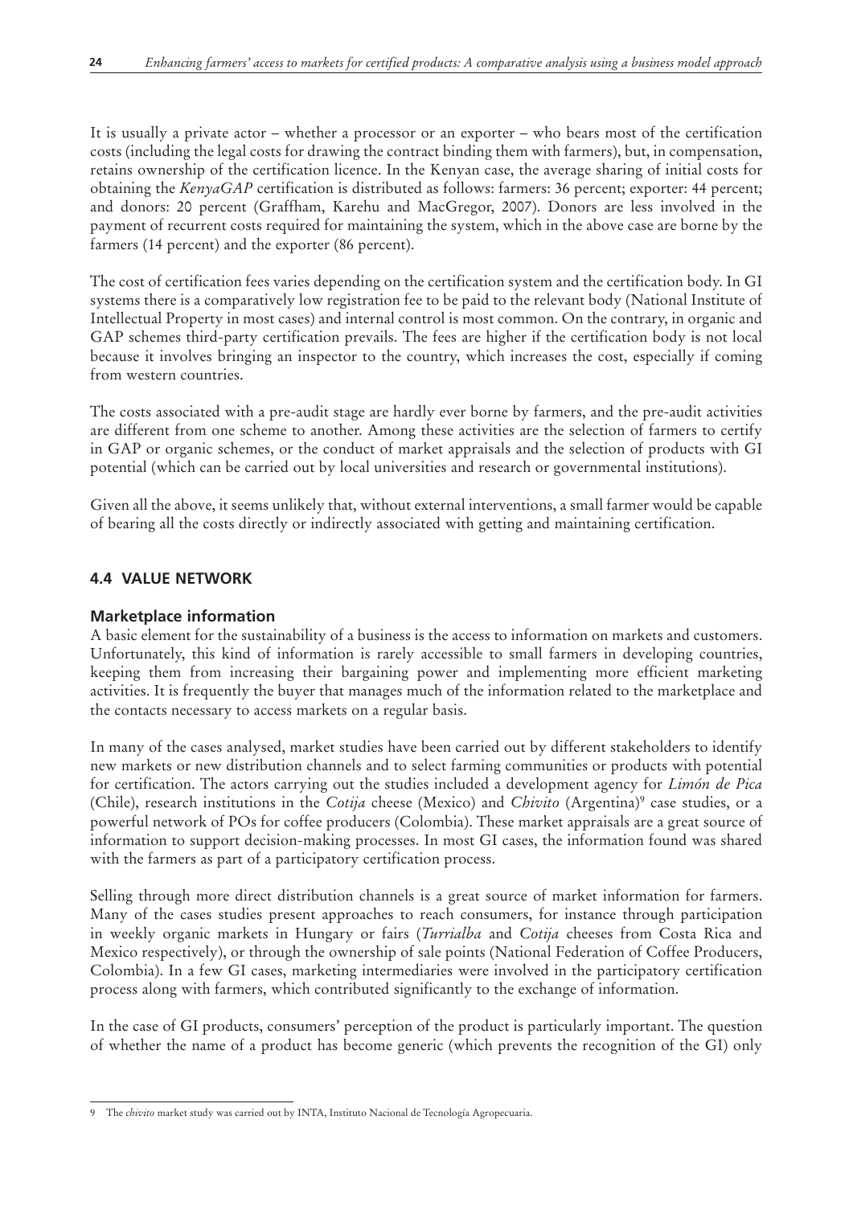It is usually a private actor – whether a processor or an exporter – who bears most of the certification costs (including the legal costs for drawing the contract binding them with farmers), but, in compensation, retains ownership of the certification licence. In the Kenyan case, the average sharing of initial costs for obtaining the *KenyaGAP* certification is distributed as follows: farmers: 36 percent; exporter: 44 percent; and donors: 20 percent (Graffham, Karehu and MacGregor, 2007). Donors are less involved in the payment of recurrent costs required for maintaining the system, which in the above case are borne by the farmers (14 percent) and the exporter (86 percent).

The cost of certification fees varies depending on the certification system and the certification body. In GI systems there is a comparatively low registration fee to be paid to the relevant body (National Institute of Intellectual Property in most cases) and internal control is most common. On the contrary, in organic and GAP schemes third-party certification prevails. The fees are higher if the certification body is not local because it involves bringing an inspector to the country, which increases the cost, especially if coming from western countries.

The costs associated with a pre-audit stage are hardly ever borne by farmers, and the pre-audit activities are different from one scheme to another. Among these activities are the selection of farmers to certify in GAP or organic schemes, or the conduct of market appraisals and the selection of products with GI potential (which can be carried out by local universities and research or governmental institutions).

Given all the above, it seems unlikely that, without external interventions, a small farmer would be capable of bearing all the costs directly or indirectly associated with getting and maintaining certification.

## 4.4 VALUE NETWORK

### Marketplace information

A basic element for the sustainability of a business is the access to information on markets and customers. Unfortunately, this kind of information is rarely accessible to small farmers in developing countries, keeping them from increasing their bargaining power and implementing more efficient marketing activities. It is frequently the buyer that manages much of the information related to the marketplace and the contacts necessary to access markets on a regular basis.

In many of the cases analysed, market studies have been carried out by different stakeholders to identify new markets or new distribution channels and to select farming communities or products with potential for certification. The actors carrying out the studies included a development agency for *Limón de Pica* (Chile), research institutions in the *Cotija* cheese (Mexico) and *Chivito* (Argentina)[9] case studies, or a powerful network of POs for coffee producers (Colombia). These market appraisals are a great source of information to support decision-making processes. In most GI cases, the information found was shared with the farmers as part of a participatory certification process.

Selling through more direct distribution channels is a great source of market information for farmers. Many of the cases studies present approaches to reach consumers, for instance through participation in weekly organic markets in Hungary or fairs (*Turrialba* and *Cotija* cheeses from Costa Rica and Mexico respectively), or through the ownership of sale points (National Federation of Coffee Producers, Colombia). In a few GI cases, marketing intermediaries were involved in the participatory certification process along with farmers, which contributed significantly to the exchange of information.

In the case of GI products, consumers' perception of the product is particularly important. The question of whether the name of a product has become generic (which prevents the recognition of the GI) only

---

[9] The *chivito* market study was carried out by INTA, Instituto Nacional de Tecnología Agropecuaria.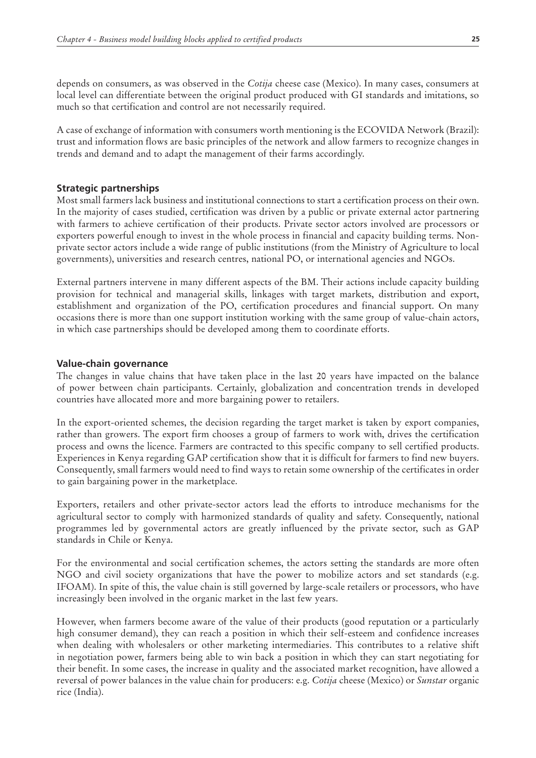depends on consumers, as was observed in the *Cotija* cheese case (Mexico). In many cases, consumers at local level can differentiate between the original product produced with GI standards and imitations, so much so that certification and control are not necessarily required.

A case of exchange of information with consumers worth mentioning is the ECOVIDA Network (Brazil): trust and information flows are basic principles of the network and allow farmers to recognize changes in trends and demand and to adapt the management of their farms accordingly.

### Strategic partnerships

Most small farmers lack business and institutional connections to start a certification process on their own. In the majority of cases studied, certification was driven by a public or private external actor partnering with farmers to achieve certification of their products. Private sector actors involved are processors or exporters powerful enough to invest in the whole process in financial and capacity building terms. Non-private sector actors include a wide range of public institutions (from the Ministry of Agriculture to local governments), universities and research centres, national PO, or international agencies and NGOs.

External partners intervene in many different aspects of the BM. Their actions include capacity building provision for technical and managerial skills, linkages with target markets, distribution and export, establishment and organization of the PO, certification procedures and financial support. On many occasions there is more than one support institution working with the same group of value-chain actors, in which case partnerships should be developed among them to coordinate efforts.

### Value-chain governance

The changes in value chains that have taken place in the last 20 years have impacted on the balance of power between chain participants. Certainly, globalization and concentration trends in developed countries have allocated more and more bargaining power to retailers.

In the export-oriented schemes, the decision regarding the target market is taken by export companies, rather than growers. The export firm chooses a group of farmers to work with, drives the certification process and owns the licence. Farmers are contracted to this specific company to sell certified products. Experiences in Kenya regarding GAP certification show that it is difficult for farmers to find new buyers. Consequently, small farmers would need to find ways to retain some ownership of the certificates in order to gain bargaining power in the marketplace.

Exporters, retailers and other private-sector actors lead the efforts to introduce mechanisms for the agricultural sector to comply with harmonized standards of quality and safety. Consequently, national programmes led by governmental actors are greatly influenced by the private sector, such as GAP standards in Chile or Kenya.

For the environmental and social certification schemes, the actors setting the standards are more often NGO and civil society organizations that have the power to mobilize actors and set standards (e.g. IFOAM). In spite of this, the value chain is still governed by large-scale retailers or processors, who have increasingly been involved in the organic market in the last few years.

However, when farmers become aware of the value of their products (good reputation or a particularly high consumer demand), they can reach a position in which their self-esteem and confidence increases when dealing with wholesalers or other marketing intermediaries. This contributes to a relative shift in negotiation power, farmers being able to win back a position in which they can start negotiating for their benefit. In some cases, the increase in quality and the associated market recognition, have allowed a reversal of power balances in the value chain for producers: e.g. *Cotija* cheese (Mexico) or *Sunstar* organic rice (India).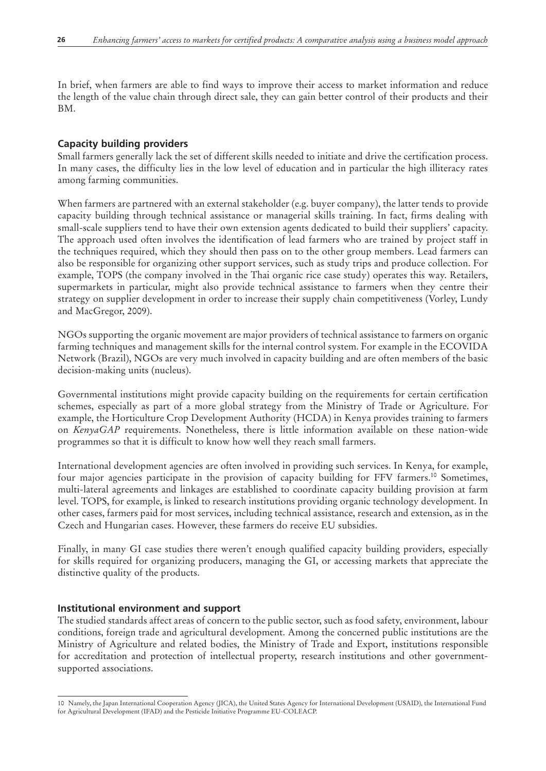In brief, when farmers are able to find ways to improve their access to market information and reduce the length of the value chain through direct sale, they can gain better control of their products and their BM.

### Capacity building providers

Small farmers generally lack the set of different skills needed to initiate and drive the certification process. In many cases, the difficulty lies in the low level of education and in particular the high illiteracy rates among farming communities.

When farmers are partnered with an external stakeholder (e.g. buyer company), the latter tends to provide capacity building through technical assistance or managerial skills training. In fact, firms dealing with small-scale suppliers tend to have their own extension agents dedicated to build their suppliers' capacity. The approach used often involves the identification of lead farmers who are trained by project staff in the techniques required, which they should then pass on to the other group members. Lead farmers can also be responsible for organizing other support services, such as study trips and produce collection. For example, TOPS (the company involved in the Thai organic rice case study) operates this way. Retailers, supermarkets in particular, might also provide technical assistance to farmers when they centre their strategy on supplier development in order to increase their supply chain competitiveness (Vorley, Lundy and MacGregor, 2009).

NGOs supporting the organic movement are major providers of technical assistance to farmers on organic farming techniques and management skills for the internal control system. For example in the ECOVIDA Network (Brazil), NGOs are very much involved in capacity building and are often members of the basic decision-making units (nucleus).

Governmental institutions might provide capacity building on the requirements for certain certification schemes, especially as part of a more global strategy from the Ministry of Trade or Agriculture. For example, the Horticulture Crop Development Authority (HCDA) in Kenya provides training to farmers on *KenyaGAP* requirements. Nonetheless, there is little information available on these nation-wide programmes so that it is difficult to know how well they reach small farmers.

International development agencies are often involved in providing such services. In Kenya, for example, four major agencies participate in the provision of capacity building for FFV farmers.[10] Sometimes, multi-lateral agreements and linkages are established to coordinate capacity building provision at farm level. TOPS, for example, is linked to research institutions providing organic technology development. In other cases, farmers paid for most services, including technical assistance, research and extension, as in the Czech and Hungarian cases. However, these farmers do receive EU subsidies.

Finally, in many GI case studies there weren't enough qualified capacity building providers, especially for skills required for organizing producers, managing the GI, or accessing markets that appreciate the distinctive quality of the products.

### Institutional environment and support

The studied standards affect areas of concern to the public sector, such as food safety, environment, labour conditions, foreign trade and agricultural development. Among the concerned public institutions are the Ministry of Agriculture and related bodies, the Ministry of Trade and Export, institutions responsible for accreditation and protection of intellectual property, research institutions and other government-supported associations.

---

10 Namely, the Japan International Cooperation Agency (JICA), the United States Agency for International Development (USAID), the International Fund for Agricultural Development (IFAD) and the Pesticide Initiative Programme EU-COLEACP.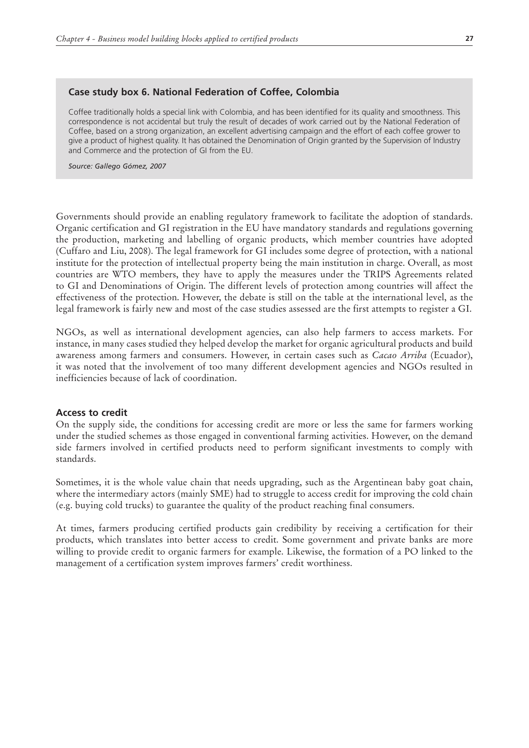### Case study box 6. National Federation of Coffee, Colombia

Coffee traditionally holds a special link with Colombia, and has been identified for its quality and smoothness. This correspondence is not accidental but truly the result of decades of work carried out by the National Federation of Coffee, based on a strong organization, an excellent advertising campaign and the effort of each coffee grower to give a product of highest quality. It has obtained the Denomination of Origin granted by the Supervision of Industry and Commerce and the protection of GI from the EU.

*Source: Gallego Gómez, 2007*

Governments should provide an enabling regulatory framework to facilitate the adoption of standards. Organic certification and GI registration in the EU have mandatory standards and regulations governing the production, marketing and labelling of organic products, which member countries have adopted (Cuffaro and Liu, 2008). The legal framework for GI includes some degree of protection, with a national institute for the protection of intellectual property being the main institution in charge. Overall, as most countries are WTO members, they have to apply the measures under the TRIPS Agreements related to GI and Denominations of Origin. The different levels of protection among countries will affect the effectiveness of the protection. However, the debate is still on the table at the international level, as the legal framework is fairly new and most of the case studies assessed are the first attempts to register a GI.

NGOs, as well as international development agencies, can also help farmers to access markets. For instance, in many cases studied they helped develop the market for organic agricultural products and build awareness among farmers and consumers. However, in certain cases such as *Cacao Arriba* (Ecuador), it was noted that the involvement of too many different development agencies and NGOs resulted in inefficiencies because of lack of coordination.

### Access to credit

On the supply side, the conditions for accessing credit are more or less the same for farmers working under the studied schemes as those engaged in conventional farming activities. However, on the demand side farmers involved in certified products need to perform significant investments to comply with standards.

Sometimes, it is the whole value chain that needs upgrading, such as the Argentinean baby goat chain, where the intermediary actors (mainly SME) had to struggle to access credit for improving the cold chain (e.g. buying cold trucks) to guarantee the quality of the product reaching final consumers.

At times, farmers producing certified products gain credibility by receiving a certification for their products, which translates into better access to credit. Some government and private banks are more willing to provide credit to organic farmers for example. Likewise, the formation of a PO linked to the management of a certification system improves farmers' credit worthiness.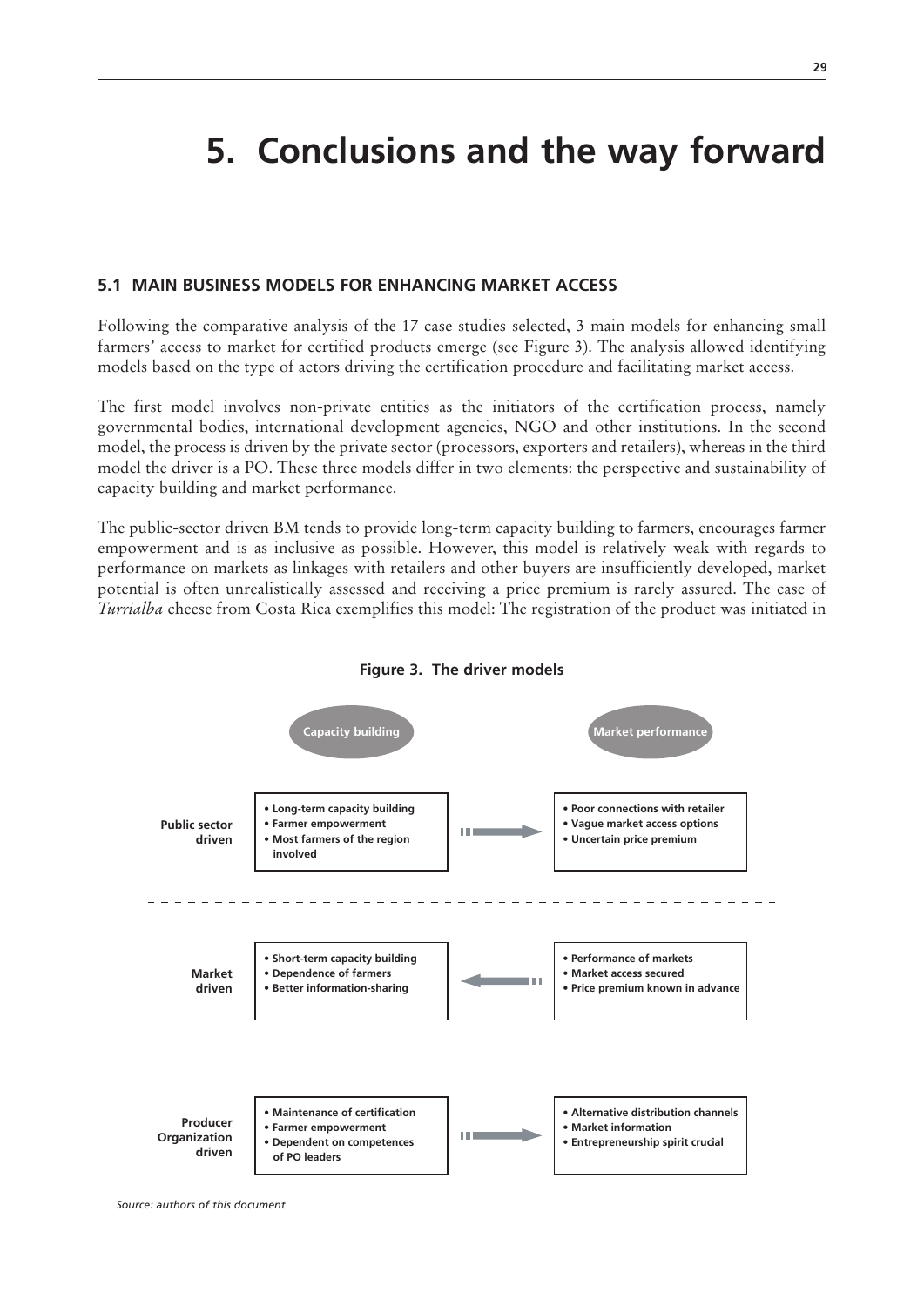# 5. Conclusions and the way forward

## 5.1 MAIN BUSINESS MODELS FOR ENHANCING MARKET ACCESS

Following the comparative analysis of the 17 case studies selected, 3 main models for enhancing small farmers' access to market for certified products emerge (see Figure 3). The analysis allowed identifying models based on the type of actors driving the certification procedure and facilitating market access.

The first model involves non-private entities as the initiators of the certification process, namely governmental bodies, international development agencies, NGO and other institutions. In the second model, the process is driven by the private sector (processors, exporters and retailers), whereas in the third model the driver is a PO. These three models differ in two elements: the perspective and sustainability of capacity building and market performance.

The public-sector driven BM tends to provide long-term capacity building to farmers, encourages farmer empowerment and is as inclusive as possible. However, this model is relatively weak with regards to performance on markets as linkages with retailers and other buyers are insufficiently developed, market potential is often unrealistically assessed and receiving a price premium is rarely assured. The case of *Turrialba* cheese from Costa Rica exemplifies this model: The registration of the product was initiated in

**Figure 3. The driver models**

| | Capacity building | | Market performance |
|---|---|---|---|
| **Public sector driven** | • Long-term capacity building<br>• Farmer empowerment<br>• Most farmers of the region involved | → | • Poor connections with retailer<br>• Vague market access options<br>• Uncertain price premium |
| **Market driven** | • Short-term capacity building<br>• Dependence of farmers<br>• Better information-sharing | ← | • Performance of markets<br>• Market access secured<br>• Price premium known in advance |
| **Producer Organization driven** | • Maintenance of certification<br>• Farmer empowerment<br>• Dependent on competences of PO leaders | → | • Alternative distribution channels<br>• Market information<br>• Entrepreneurship spirit crucial |

*Source: authors of this document*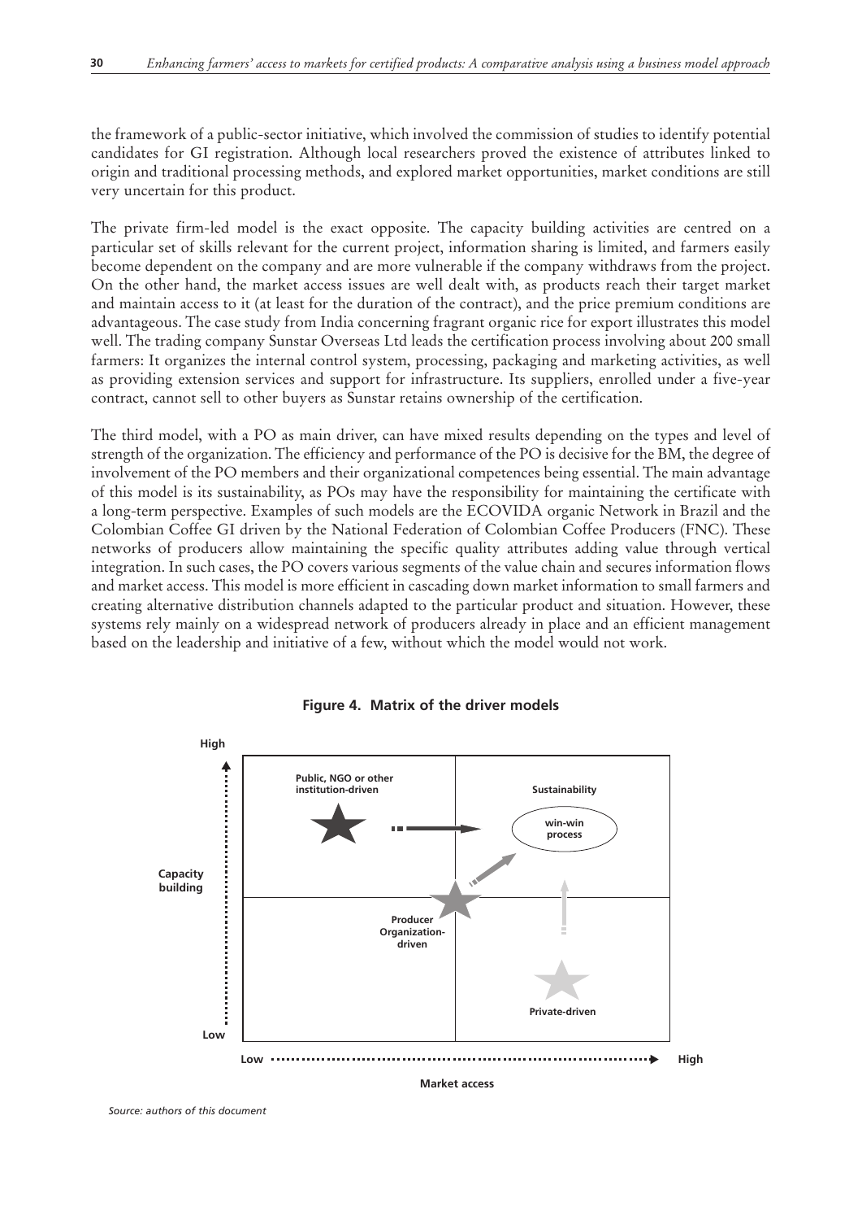the framework of a public-sector initiative, which involved the commission of studies to identify potential candidates for GI registration. Although local researchers proved the existence of attributes linked to origin and traditional processing methods, and explored market opportunities, market conditions are still very uncertain for this product.

The private firm-led model is the exact opposite. The capacity building activities are centred on a particular set of skills relevant for the current project, information sharing is limited, and farmers easily become dependent on the company and are more vulnerable if the company withdraws from the project. On the other hand, the market access issues are well dealt with, as products reach their target market and maintain access to it (at least for the duration of the contract), and the price premium conditions are advantageous. The case study from India concerning fragrant organic rice for export illustrates this model well. The trading company Sunstar Overseas Ltd leads the certification process involving about 200 small farmers: It organizes the internal control system, processing, packaging and marketing activities, as well as providing extension services and support for infrastructure. Its suppliers, enrolled under a five-year contract, cannot sell to other buyers as Sunstar retains ownership of the certification.

The third model, with a PO as main driver, can have mixed results depending on the types and level of strength of the organization. The efficiency and performance of the PO is decisive for the BM, the degree of involvement of the PO members and their organizational competences being essential. The main advantage of this model is its sustainability, as POs may have the responsibility for maintaining the certificate with a long-term perspective. Examples of such models are the ECOVIDA organic Network in Brazil and the Colombian Coffee GI driven by the National Federation of Colombian Coffee Producers (FNC). These networks of producers allow maintaining the specific quality attributes adding value through vertical integration. In such cases, the PO covers various segments of the value chain and secures information flows and market access. This model is more efficient in cascading down market information to small farmers and creating alternative distribution channels adapted to the particular product and situation. However, these systems rely mainly on a widespread network of producers already in place and an efficient management based on the leadership and initiative of a few, without which the model would not work.

**Figure 4. Matrix of the driver models**

*Source: authors of this document*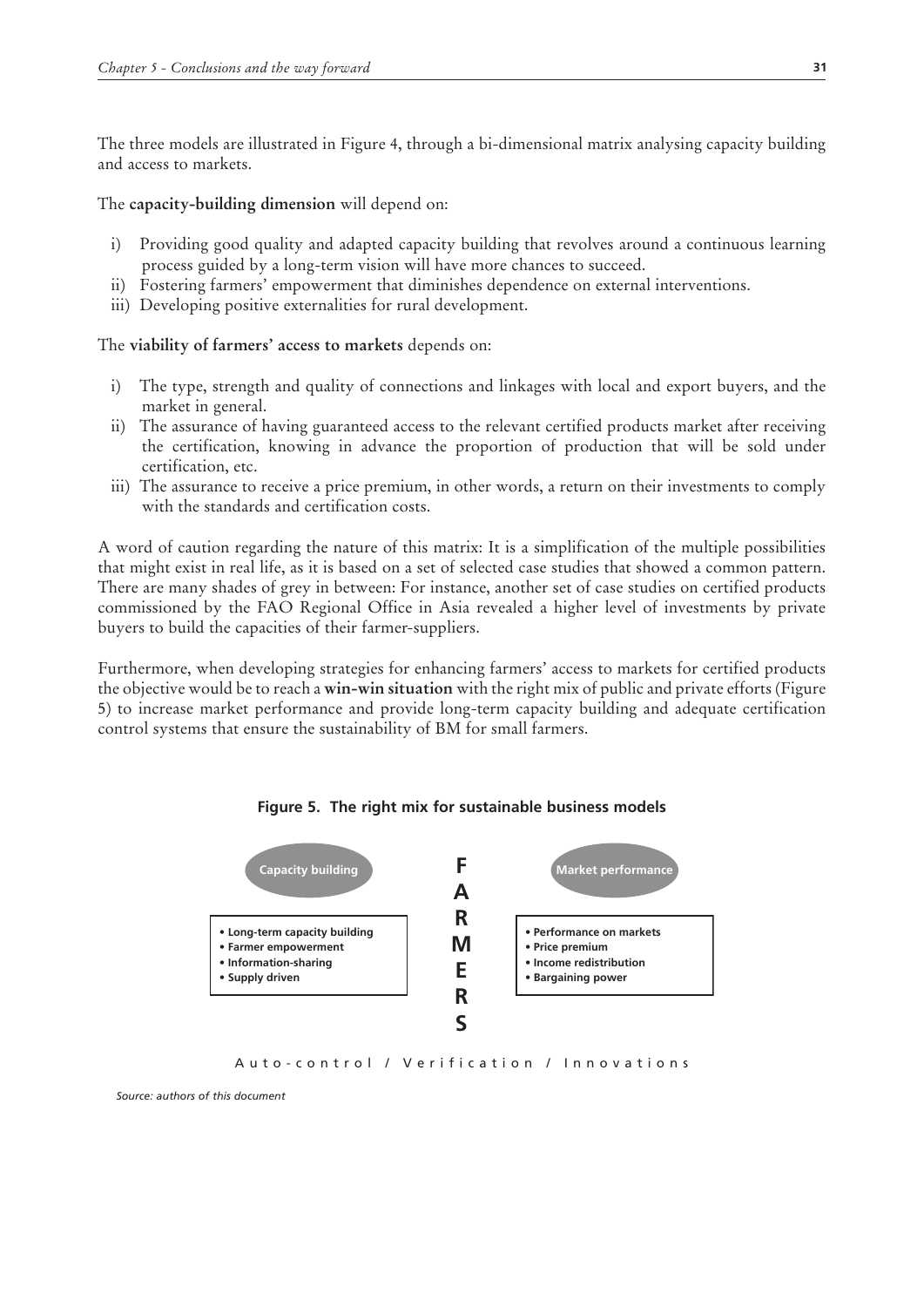The three models are illustrated in Figure 4, through a bi-dimensional matrix analysing capacity building and access to markets.

The **capacity-building dimension** will depend on:

i) Providing good quality and adapted capacity building that revolves around a continuous learning process guided by a long-term vision will have more chances to succeed.
ii) Fostering farmers' empowerment that diminishes dependence on external interventions.
iii) Developing positive externalities for rural development.

The **viability of farmers' access to markets** depends on:

i) The type, strength and quality of connections and linkages with local and export buyers, and the market in general.
ii) The assurance of having guaranteed access to the relevant certified products market after receiving the certification, knowing in advance the proportion of production that will be sold under certification, etc.
iii) The assurance to receive a price premium, in other words, a return on their investments to comply with the standards and certification costs.

A word of caution regarding the nature of this matrix: It is a simplification of the multiple possibilities that might exist in real life, as it is based on a set of selected case studies that showed a common pattern. There are many shades of grey in between: For instance, another set of case studies on certified products commissioned by the FAO Regional Office in Asia revealed a higher level of investments by private buyers to build the capacities of their farmer-suppliers.

Furthermore, when developing strategies for enhancing farmers' access to markets for certified products the objective would be to reach a **win-win situation** with the right mix of public and private efforts (Figure 5) to increase market performance and provide long-term capacity building and adequate certification control systems that ensure the sustainability of BM for small farmers.

**Figure 5. The right mix for sustainable business models**

| Capacity building | FARMERS | Market performance |
|---|---|---|
| • Long-term capacity building<br>• Farmer empowerment<br>• Information-sharing<br>• Supply driven | | • Performance on markets<br>• Price premium<br>• Income redistribution<br>• Bargaining power |

Auto-control / Verification / Innovations

*Source: authors of this document*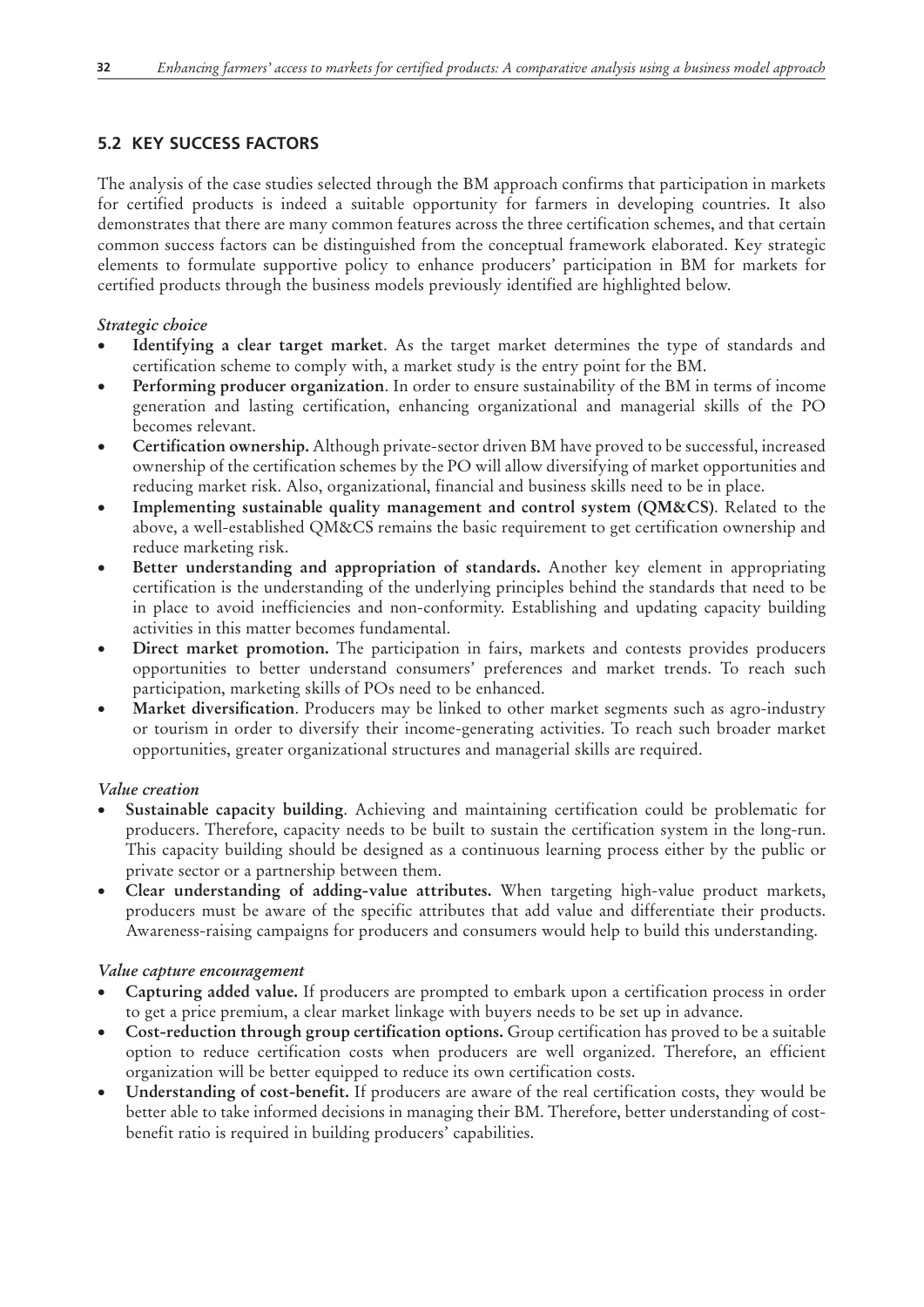## 5.2 KEY SUCCESS FACTORS

The analysis of the case studies selected through the BM approach confirms that participation in markets for certified products is indeed a suitable opportunity for farmers in developing countries. It also demonstrates that there are many common features across the three certification schemes, and that certain common success factors can be distinguished from the conceptual framework elaborated. Key strategic elements to formulate supportive policy to enhance producers' participation in BM for markets for certified products through the business models previously identified are highlighted below.

*Strategic choice*

- **Identifying a clear target market**. As the target market determines the type of standards and certification scheme to comply with, a market study is the entry point for the BM.
- **Performing producer organization**. In order to ensure sustainability of the BM in terms of income generation and lasting certification, enhancing organizational and managerial skills of the PO becomes relevant.
- **Certification ownership.** Although private-sector driven BM have proved to be successful, increased ownership of the certification schemes by the PO will allow diversifying of market opportunities and reducing market risk. Also, organizational, financial and business skills need to be in place.
- **Implementing sustainable quality management and control system (QM&CS)**. Related to the above, a well-established QM&CS remains the basic requirement to get certification ownership and reduce marketing risk.
- **Better understanding and appropriation of standards.** Another key element in appropriating certification is the understanding of the underlying principles behind the standards that need to be in place to avoid inefficiencies and non-conformity. Establishing and updating capacity building activities in this matter becomes fundamental.
- **Direct market promotion.** The participation in fairs, markets and contests provides producers opportunities to better understand consumers' preferences and market trends. To reach such participation, marketing skills of POs need to be enhanced.
- **Market diversification**. Producers may be linked to other market segments such as agro-industry or tourism in order to diversify their income-generating activities. To reach such broader market opportunities, greater organizational structures and managerial skills are required.

*Value creation*

- **Sustainable capacity building**. Achieving and maintaining certification could be problematic for producers. Therefore, capacity needs to be built to sustain the certification system in the long-run. This capacity building should be designed as a continuous learning process either by the public or private sector or a partnership between them.
- **Clear understanding of adding-value attributes.** When targeting high-value product markets, producers must be aware of the specific attributes that add value and differentiate their products. Awareness-raising campaigns for producers and consumers would help to build this understanding.

*Value capture encouragement*

- **Capturing added value.** If producers are prompted to embark upon a certification process in order to get a price premium, a clear market linkage with buyers needs to be set up in advance.
- **Cost-reduction through group certification options.** Group certification has proved to be a suitable option to reduce certification costs when producers are well organized. Therefore, an efficient organization will be better equipped to reduce its own certification costs.
- **Understanding of cost-benefit.** If producers are aware of the real certification costs, they would be better able to take informed decisions in managing their BM. Therefore, better understanding of cost-benefit ratio is required in building producers' capabilities.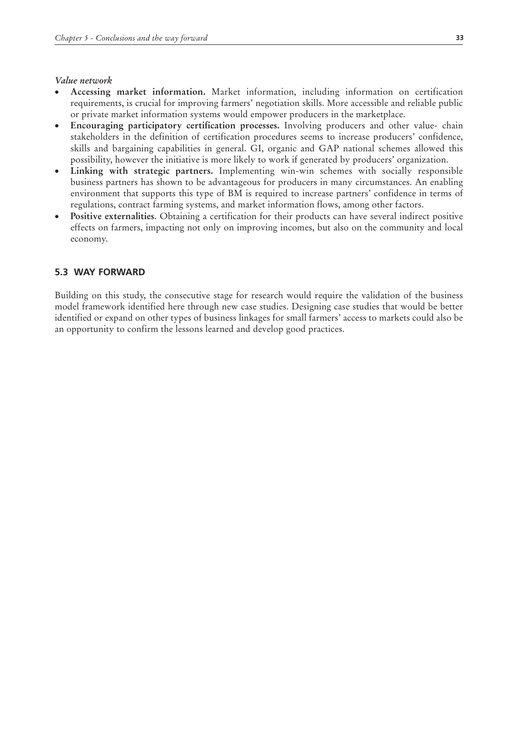*Value network*

- **Accessing market information.** Market information, including information on certification requirements, is crucial for improving farmers' negotiation skills. More accessible and reliable public or private market information systems would empower producers in the marketplace.
- **Encouraging participatory certification processes.** Involving producers and other value- chain stakeholders in the definition of certification procedures seems to increase producers' confidence, skills and bargaining capabilities in general. GI, organic and GAP national schemes allowed this possibility, however the initiative is more likely to work if generated by producers' organization.
- **Linking with strategic partners.** Implementing win-win schemes with socially responsible business partners has shown to be advantageous for producers in many circumstances. An enabling environment that supports this type of BM is required to increase partners' confidence in terms of regulations, contract farming systems, and market information flows, among other factors.
- **Positive externalities**. Obtaining a certification for their products can have several indirect positive effects on farmers, impacting not only on improving incomes, but also on the community and local economy.

## 5.3 WAY FORWARD

Building on this study, the consecutive stage for research would require the validation of the business model framework identified here through new case studies. Designing case studies that would be better identified or expand on other types of business linkages for small farmers' access to markets could also be an opportunity to confirm the lessons learned and develop good practices.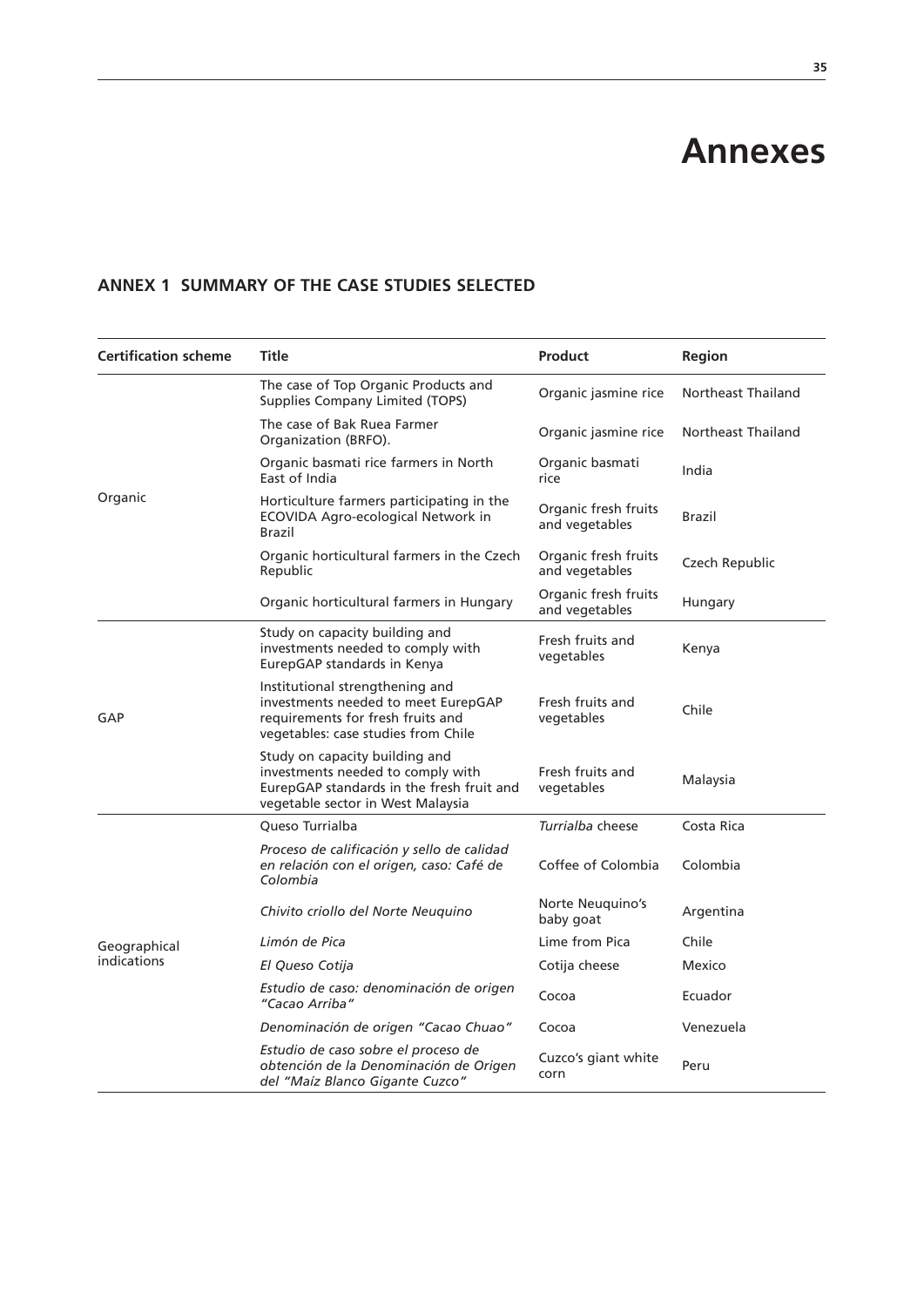# Annexes

## ANNEX 1 SUMMARY OF THE CASE STUDIES SELECTED

| Certification scheme | Title | Product | Region |
|---|---|---|---|
| Organic | The case of Top Organic Products and Supplies Company Limited (TOPS) | Organic jasmine rice | Northeast Thailand |
| | The case of Bak Ruea Farmer Organization (BRFO). | Organic jasmine rice | Northeast Thailand |
| | Organic basmati rice farmers in North East of India | Organic basmati rice | India |
| | Horticulture farmers participating in the ECOVIDA Agro-ecological Network in Brazil | Organic fresh fruits and vegetables | Brazil |
| | Organic horticultural farmers in the Czech Republic | Organic fresh fruits and vegetables | Czech Republic |
| | Organic horticultural farmers in Hungary | Organic fresh fruits and vegetables | Hungary |
| GAP | Study on capacity building and investments needed to comply with EurepGAP standards in Kenya | Fresh fruits and vegetables | Kenya |
| | Institutional strengthening and investments needed to meet EurepGAP requirements for fresh fruits and vegetables: case studies from Chile | Fresh fruits and vegetables | Chile |
| | Study on capacity building and investments needed to comply with EurepGAP standards in the fresh fruit and vegetable sector in West Malaysia | Fresh fruits and vegetables | Malaysia |
| Geographical indications | Queso Turrialba | *Turrialba* cheese | Costa Rica |
| | *Proceso de calificación y sello de calidad en relación con el origen, caso: Café de Colombia* | Coffee of Colombia | Colombia |
| | *Chivito criollo del Norte Neuquino* | Norte Neuquino's baby goat | Argentina |
| | *Limón de Pica* | Lime from Pica | Chile |
| | *El Queso Cotija* | Cotija cheese | Mexico |
| | *Estudio de caso: denominación de origen "Cacao Arriba"* | Cocoa | Ecuador |
| | *Denominación de origen "Cacao Chuao"* | Cocoa | Venezuela |
| | *Estudio de caso sobre el proceso de obtención de la Denominación de Origen del "Maíz Blanco Gigante Cuzco"* | Cuzco's giant white corn | Peru |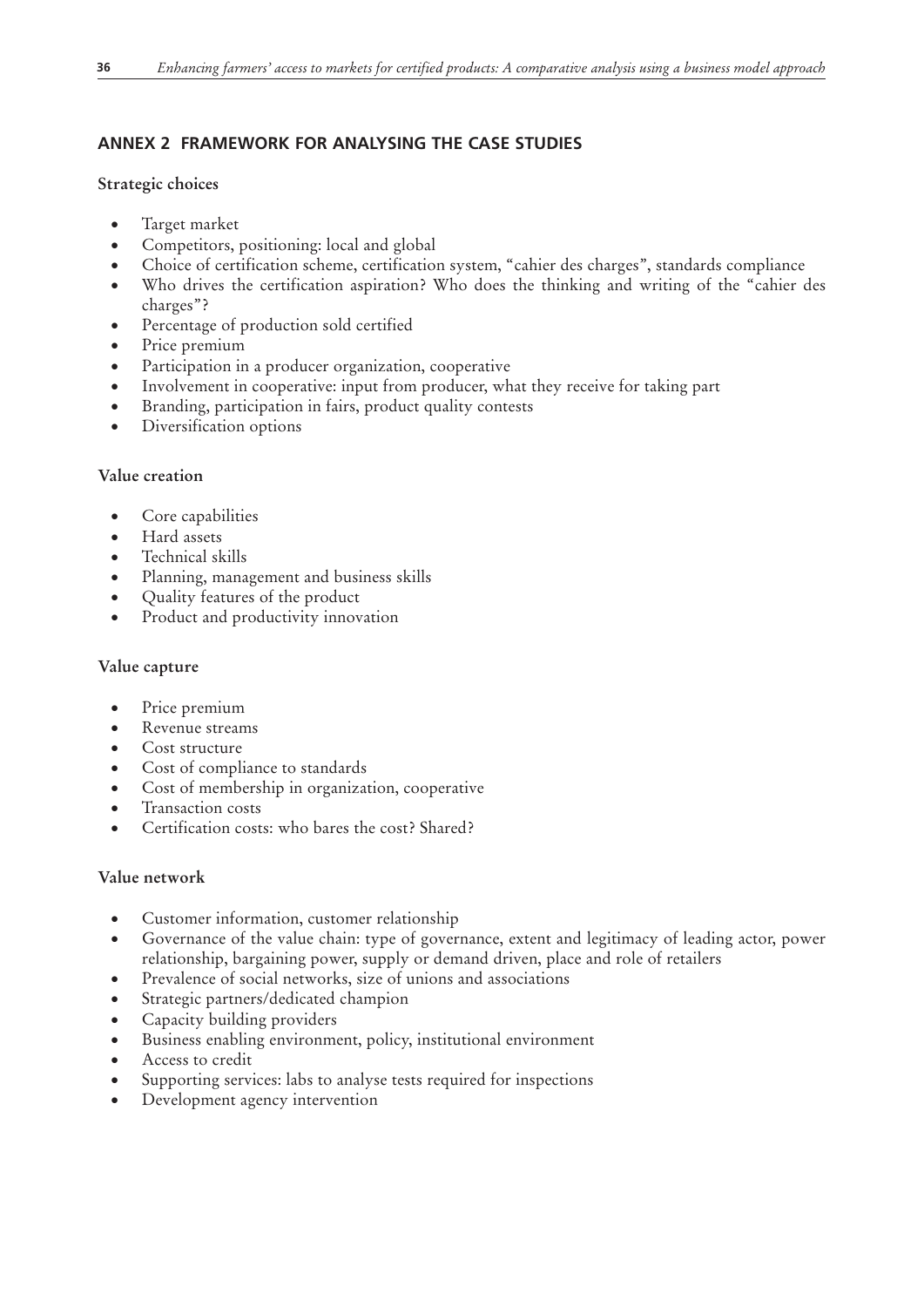## ANNEX 2 FRAMEWORK FOR ANALYSING THE CASE STUDIES

### Strategic choices

- Target market
- Competitors, positioning: local and global
- Choice of certification scheme, certification system, "cahier des charges", standards compliance
- Who drives the certification aspiration? Who does the thinking and writing of the "cahier des charges"?
- Percentage of production sold certified
- Price premium
- Participation in a producer organization, cooperative
- Involvement in cooperative: input from producer, what they receive for taking part
- Branding, participation in fairs, product quality contests
- Diversification options

### Value creation

- Core capabilities
- Hard assets
- Technical skills
- Planning, management and business skills
- Quality features of the product
- Product and productivity innovation

### Value capture

- Price premium
- Revenue streams
- Cost structure
- Cost of compliance to standards
- Cost of membership in organization, cooperative
- Transaction costs
- Certification costs: who bares the cost? Shared?

### Value network

- Customer information, customer relationship
- Governance of the value chain: type of governance, extent and legitimacy of leading actor, power relationship, bargaining power, supply or demand driven, place and role of retailers
- Prevalence of social networks, size of unions and associations
- Strategic partners/dedicated champion
- Capacity building providers
- Business enabling environment, policy, institutional environment
- Access to credit
- Supporting services: labs to analyse tests required for inspections
- Development agency intervention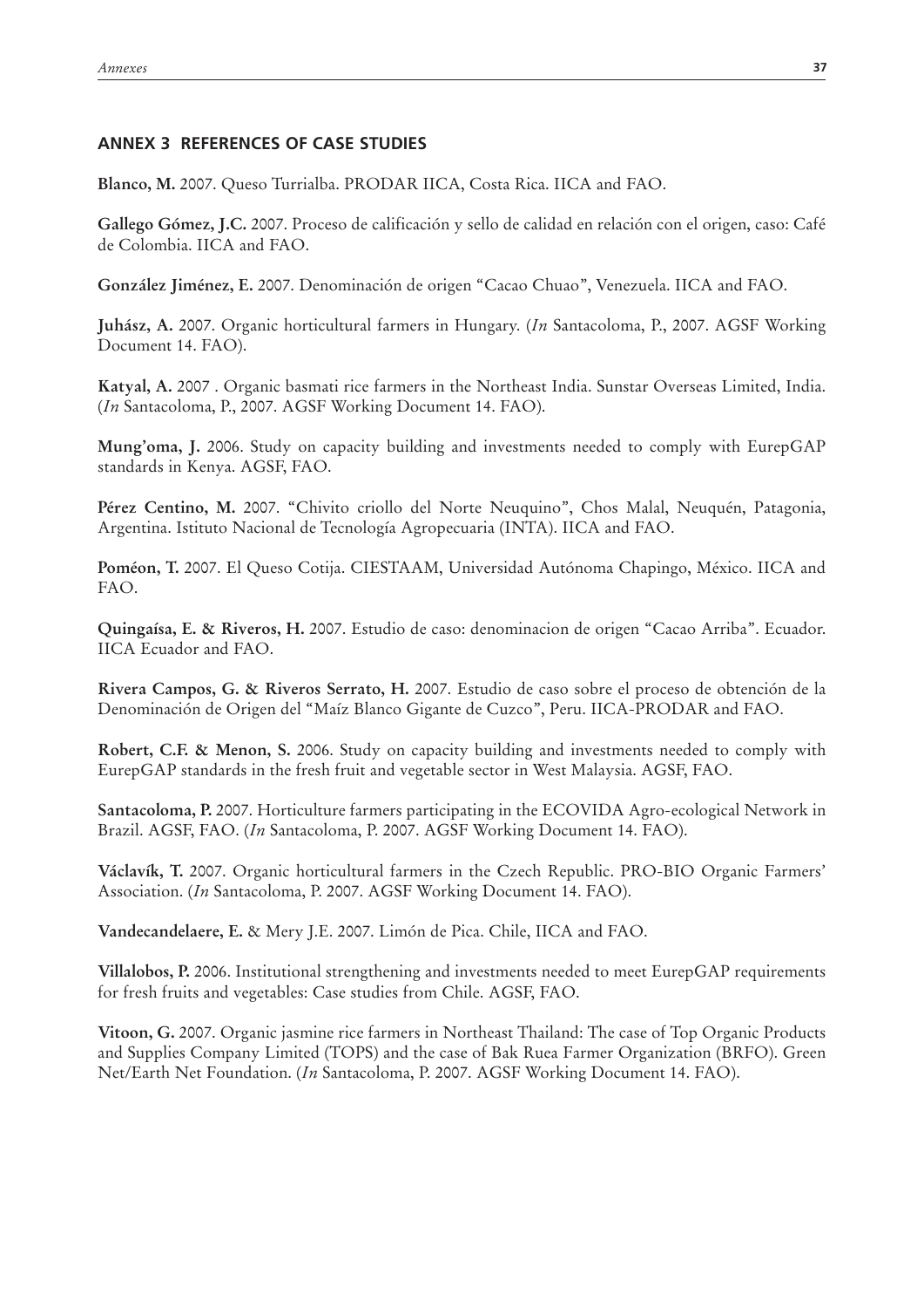## ANNEX 3 REFERENCES OF CASE STUDIES

**Blanco, M.** 2007. Queso Turrialba. PRODAR IICA, Costa Rica. IICA and FAO.

**Gallego Gómez, J.C.** 2007. Proceso de calificación y sello de calidad en relación con el origen, caso: Café de Colombia. IICA and FAO.

**González Jiménez, E.** 2007. Denominación de origen "Cacao Chuao", Venezuela. IICA and FAO.

**Juhász, A.** 2007. Organic horticultural farmers in Hungary. (*In* Santacoloma, P., 2007. AGSF Working Document 14. FAO).

**Katyal, A.** 2007 . Organic basmati rice farmers in the Northeast India. Sunstar Overseas Limited, India. (*In* Santacoloma, P., 2007. AGSF Working Document 14. FAO).

**Mung'oma, J.** 2006. Study on capacity building and investments needed to comply with EurepGAP standards in Kenya. AGSF, FAO.

**Pérez Centino, M.** 2007. "Chivito criollo del Norte Neuquino", Chos Malal, Neuquén, Patagonia, Argentina. Istituto Nacional de Tecnología Agropecuaria (INTA). IICA and FAO.

**Poméon, T.** 2007. El Queso Cotija. CIESTAAM, Universidad Autónoma Chapingo, México. IICA and FAO.

**Quingaísa, E. & Riveros, H.** 2007. Estudio de caso: denominacion de origen "Cacao Arriba". Ecuador. IICA Ecuador and FAO.

**Rivera Campos, G. & Riveros Serrato, H.** 2007. Estudio de caso sobre el proceso de obtención de la Denominación de Origen del "Maíz Blanco Gigante de Cuzco", Peru. IICA-PRODAR and FAO.

**Robert, C.F. & Menon, S.** 2006. Study on capacity building and investments needed to comply with EurepGAP standards in the fresh fruit and vegetable sector in West Malaysia. AGSF, FAO.

**Santacoloma, P.** 2007. Horticulture farmers participating in the ECOVIDA Agro-ecological Network in Brazil. AGSF, FAO. (*In* Santacoloma, P. 2007. AGSF Working Document 14. FAO).

**Václavík, T.** 2007. Organic horticultural farmers in the Czech Republic. PRO-BIO Organic Farmers' Association. (*In* Santacoloma, P. 2007. AGSF Working Document 14. FAO).

**Vandecandelaere, E.** & Mery J.E. 2007. Limón de Pica. Chile, IICA and FAO.

**Villalobos, P.** 2006. Institutional strengthening and investments needed to meet EurepGAP requirements for fresh fruits and vegetables: Case studies from Chile. AGSF, FAO.

**Vitoon, G.** 2007. Organic jasmine rice farmers in Northeast Thailand: The case of Top Organic Products and Supplies Company Limited (TOPS) and the case of Bak Ruea Farmer Organization (BRFO). Green Net/Earth Net Foundation. (*In* Santacoloma, P. 2007. AGSF Working Document 14. FAO).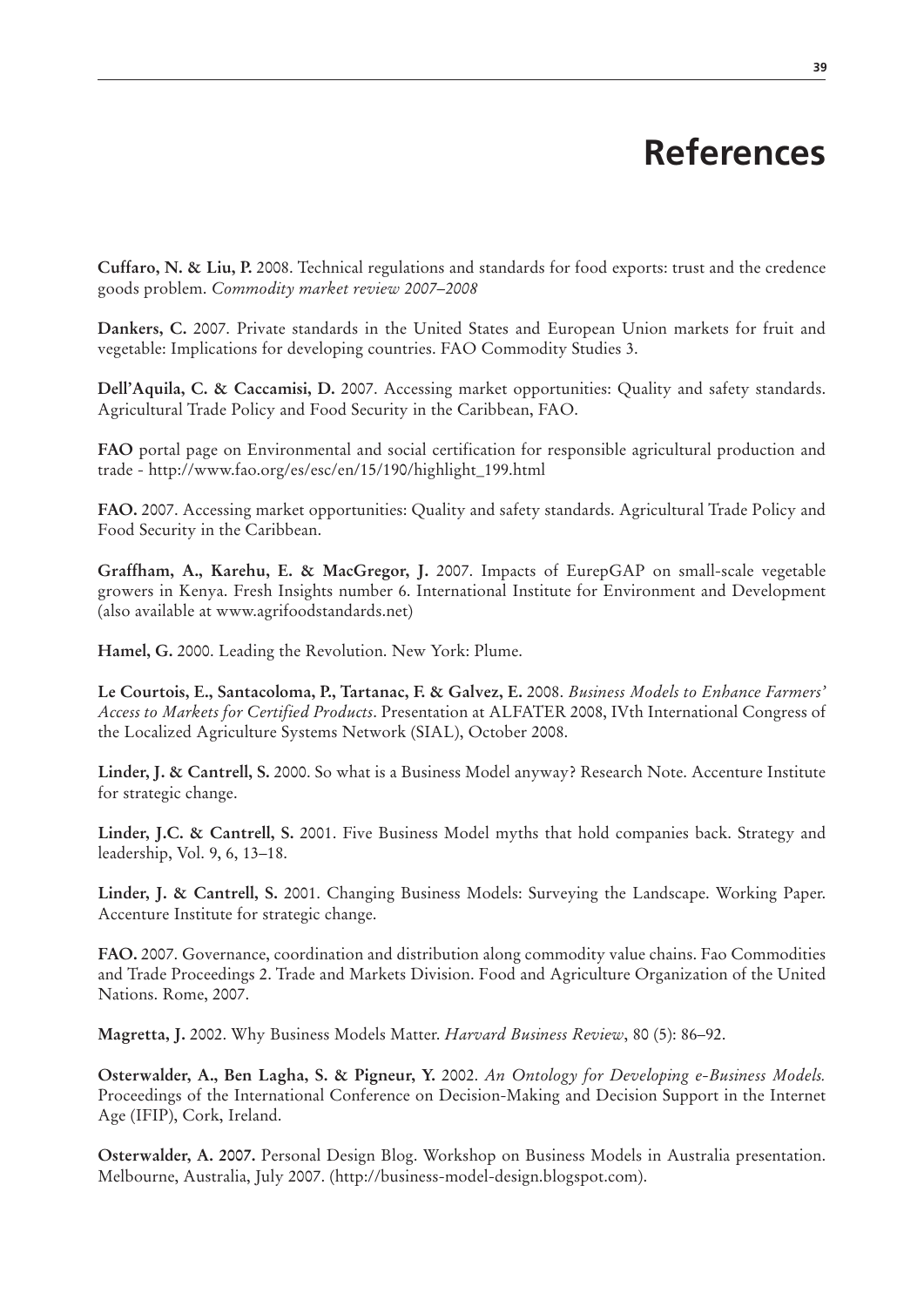# References

**Cuffaro, N. & Liu, P.** 2008. Technical regulations and standards for food exports: trust and the credence goods problem. *Commodity market review 2007–2008*

**Dankers, C.** 2007. Private standards in the United States and European Union markets for fruit and vegetable: Implications for developing countries. FAO Commodity Studies 3.

**Dell'Aquila, C. & Caccamisi, D.** 2007. Accessing market opportunities: Quality and safety standards. Agricultural Trade Policy and Food Security in the Caribbean, FAO.

**FAO** portal page on Environmental and social certification for responsible agricultural production and trade - http://www.fao.org/es/esc/en/15/190/highlight_199.html

**FAO.** 2007. Accessing market opportunities: Quality and safety standards. Agricultural Trade Policy and Food Security in the Caribbean.

**Graffham, A., Karehu, E. & MacGregor, J.** 2007. Impacts of EurepGAP on small-scale vegetable growers in Kenya. Fresh Insights number 6. International Institute for Environment and Development (also available at www.agrifoodstandards.net)

**Hamel, G.** 2000. Leading the Revolution. New York: Plume.

**Le Courtois, E., Santacoloma, P., Tartanac, F. & Galvez, E.** 2008. *Business Models to Enhance Farmers' Access to Markets for Certified Products*. Presentation at ALFATER 2008, IVth International Congress of the Localized Agriculture Systems Network (SIAL), October 2008.

**Linder, J. & Cantrell, S.** 2000. So what is a Business Model anyway? Research Note. Accenture Institute for strategic change.

**Linder, J.C. & Cantrell, S.** 2001. Five Business Model myths that hold companies back. Strategy and leadership, Vol. 9, 6, 13–18.

**Linder, J. & Cantrell, S.** 2001. Changing Business Models: Surveying the Landscape. Working Paper. Accenture Institute for strategic change.

**FAO.** 2007. Governance, coordination and distribution along commodity value chains. Fao Commodities and Trade Proceedings 2. Trade and Markets Division. Food and Agriculture Organization of the United Nations. Rome, 2007.

**Magretta, J.** 2002. Why Business Models Matter. *Harvard Business Review*, 80 (5): 86–92.

**Osterwalder, A., Ben Lagha, S. & Pigneur, Y.** 2002. *An Ontology for Developing e-Business Models.* Proceedings of the International Conference on Decision-Making and Decision Support in the Internet Age (IFIP), Cork, Ireland.

**Osterwalder, A. 2007.** Personal Design Blog. Workshop on Business Models in Australia presentation. Melbourne, Australia, July 2007. (http://business-model-design.blogspot.com).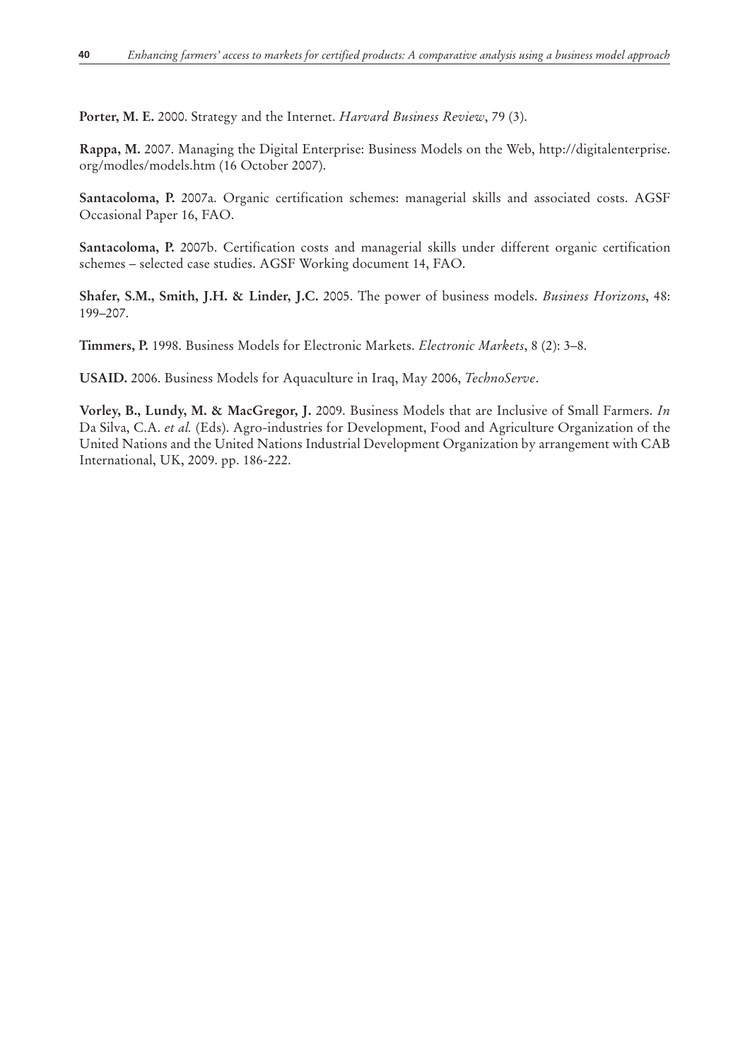**Porter, M. E.** 2000. Strategy and the Internet. *Harvard Business Review*, 79 (3).

**Rappa, M.** 2007. Managing the Digital Enterprise: Business Models on the Web, http://digitalenterprise.org/modles/models.htm (16 October 2007).

**Santacoloma, P.** 2007a. Organic certification schemes: managerial skills and associated costs. AGSF Occasional Paper 16, FAO.

**Santacoloma, P.** 2007b. Certification costs and managerial skills under different organic certification schemes – selected case studies. AGSF Working document 14, FAO.

**Shafer, S.M., Smith, J.H. & Linder, J.C.** 2005. The power of business models. *Business Horizons*, 48: 199–207.

**Timmers, P.** 1998. Business Models for Electronic Markets. *Electronic Markets*, 8 (2): 3–8.

**USAID.** 2006. Business Models for Aquaculture in Iraq, May 2006, *TechnoServe*.

**Vorley, B., Lundy, M. & MacGregor, J.** 2009. Business Models that are Inclusive of Small Farmers. *In* Da Silva, C.A. *et al.* (Eds). Agro-industries for Development, Food and Agriculture Organization of the United Nations and the United Nations Industrial Development Organization by arrangement with CAB International, UK, 2009. pp. 186-222.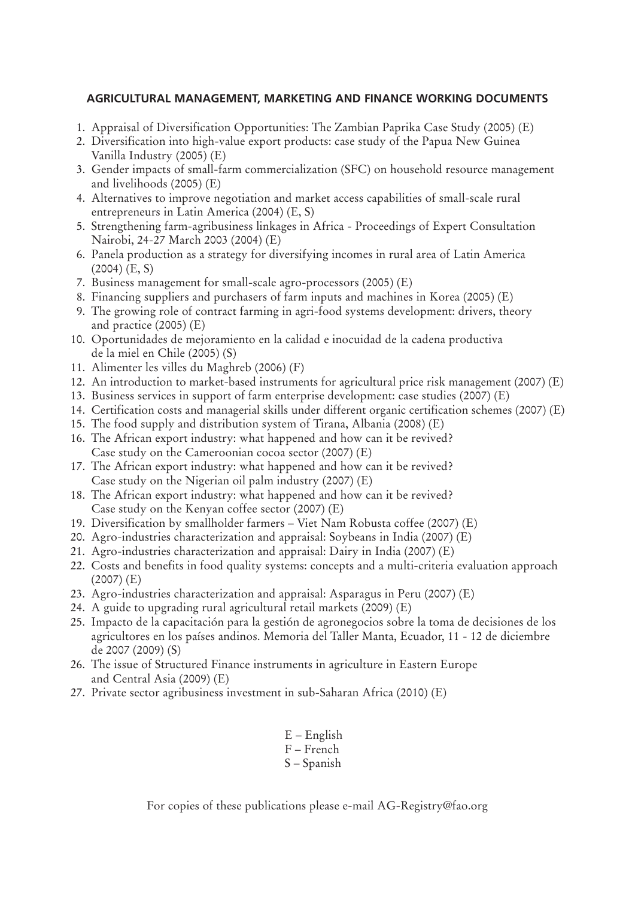## AGRICULTURAL MANAGEMENT, MARKETING AND FINANCE WORKING DOCUMENTS

1. Appraisal of Diversification Opportunities: The Zambian Paprika Case Study (2005) (E)
2. Diversification into high-value export products: case study of the Papua New Guinea Vanilla Industry (2005) (E)
3. Gender impacts of small-farm commercialization (SFC) on household resource management and livelihoods (2005) (E)
4. Alternatives to improve negotiation and market access capabilities of small-scale rural entrepreneurs in Latin America (2004) (E, S)
5. Strengthening farm-agribusiness linkages in Africa - Proceedings of Expert Consultation Nairobi, 24-27 March 2003 (2004) (E)
6. Panela production as a strategy for diversifying incomes in rural area of Latin America (2004) (E, S)
7. Business management for small-scale agro-processors (2005) (E)
8. Financing suppliers and purchasers of farm inputs and machines in Korea (2005) (E)
9. The growing role of contract farming in agri-food systems development: drivers, theory and practice (2005) (E)
10. Oportunidades de mejoramiento en la calidad e inocuidad de la cadena productiva de la miel en Chile (2005) (S)
11. Alimenter les villes du Maghreb (2006) (F)
12. An introduction to market-based instruments for agricultural price risk management (2007) (E)
13. Business services in support of farm enterprise development: case studies (2007) (E)
14. Certification costs and managerial skills under different organic certification schemes (2007) (E)
15. The food supply and distribution system of Tirana, Albania (2008) (E)
16. The African export industry: what happened and how can it be revived? Case study on the Cameroonian cocoa sector (2007) (E)
17. The African export industry: what happened and how can it be revived? Case study on the Nigerian oil palm industry (2007) (E)
18. The African export industry: what happened and how can it be revived? Case study on the Kenyan coffee sector (2007) (E)
19. Diversification by smallholder farmers – Viet Nam Robusta coffee (2007) (E)
20. Agro-industries characterization and appraisal: Soybeans in India (2007) (E)
21. Agro-industries characterization and appraisal: Dairy in India (2007) (E)
22. Costs and benefits in food quality systems: concepts and a multi-criteria evaluation approach (2007) (E)
23. Agro-industries characterization and appraisal: Asparagus in Peru (2007) (E)
24. A guide to upgrading rural agricultural retail markets (2009) (E)
25. Impacto de la capacitación para la gestión de agronegocios sobre la toma de decisiones de los agricultores en los países andinos. Memoria del Taller Manta, Ecuador, 11 - 12 de diciembre de 2007 (2009) (S)
26. The issue of Structured Finance instruments in agriculture in Eastern Europe and Central Asia (2009) (E)
27. Private sector agribusiness investment in sub-Saharan Africa (2010) (E)

E – English
F – French
S – Spanish

For copies of these publications please e-mail AG-Registry@fao.org